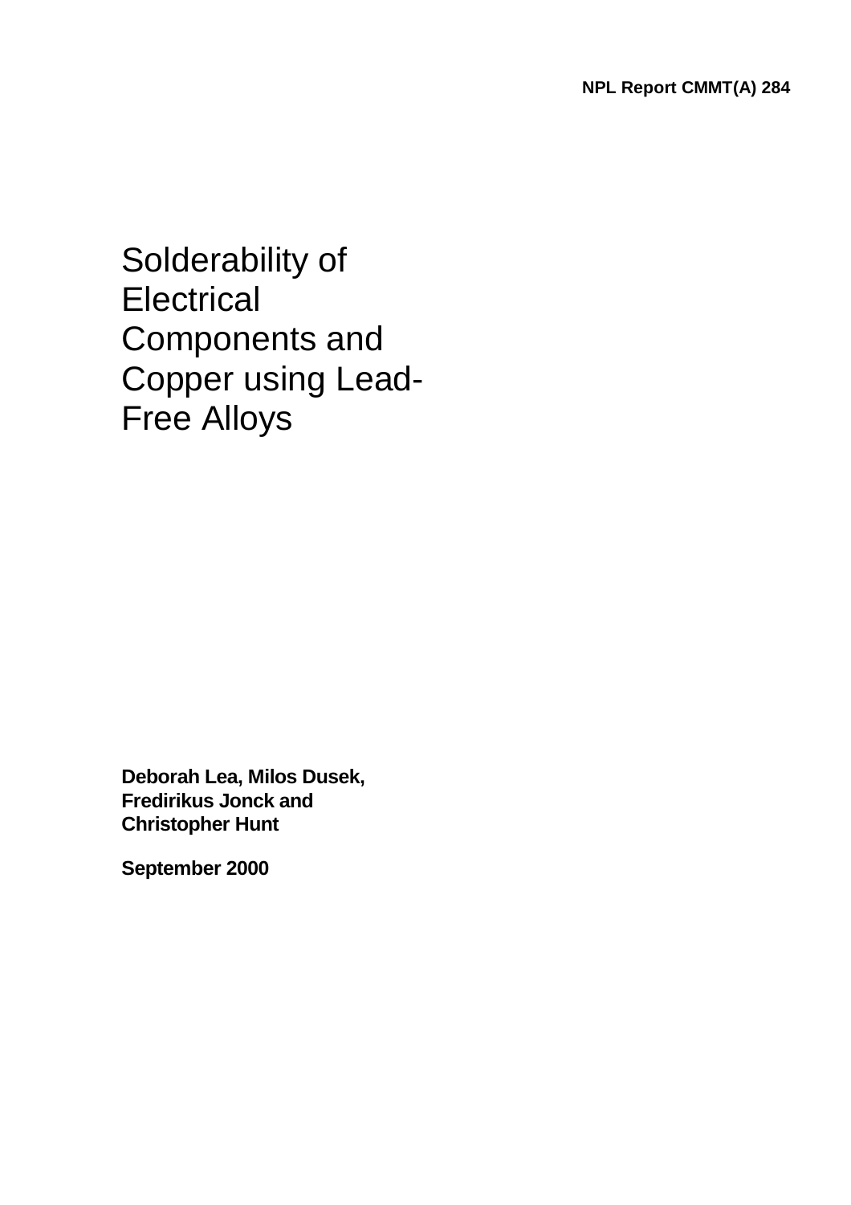NPL Report CMMT(A) 284

# Solderability of Electrical Components and Copper using Lead-Free Alloys

**Deborah Lea, Milos Dusek, Fredirikus Jonck and Christopher Hunt**

**September 2000**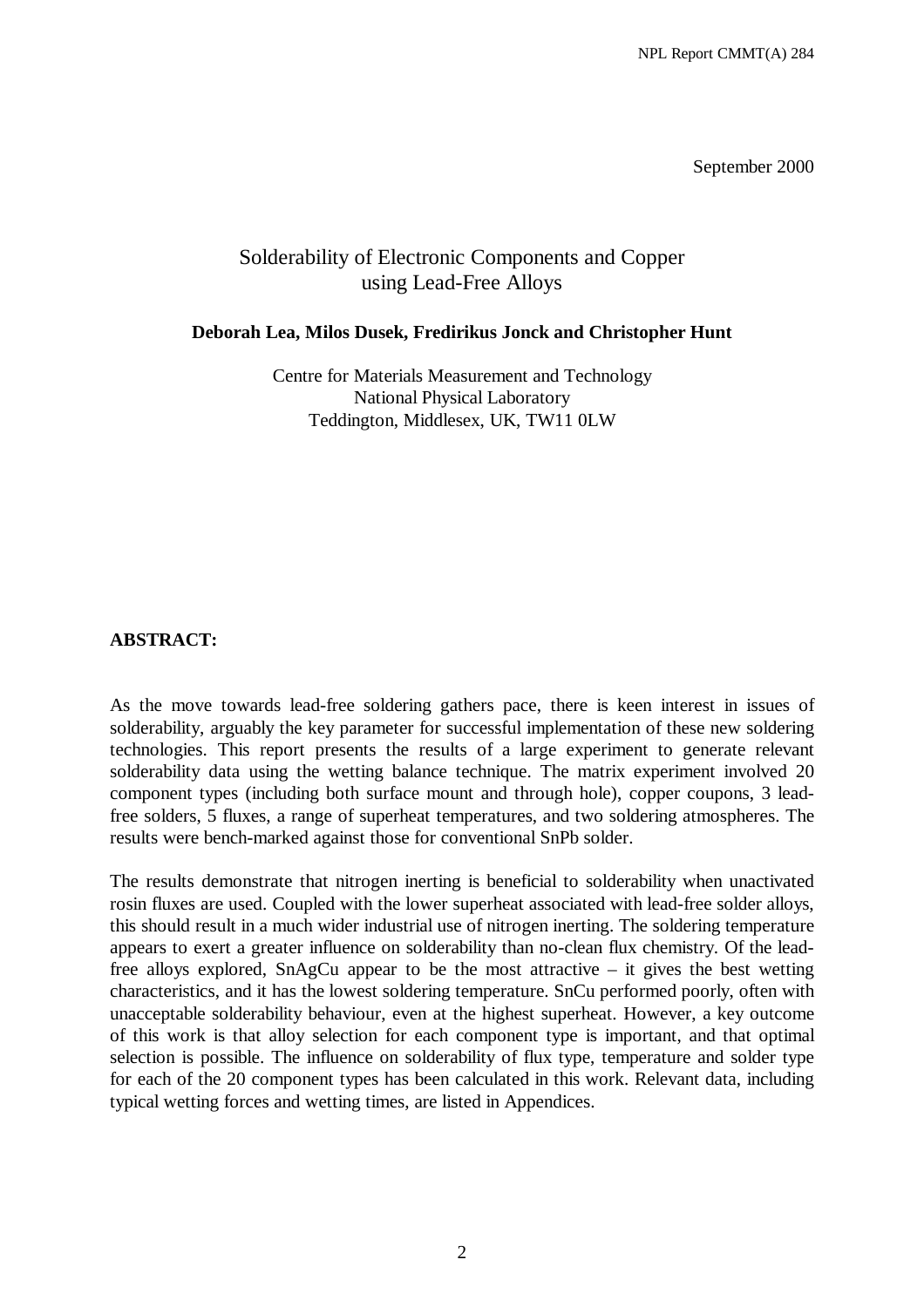September 2000

# Solderability of Electronic Components and Copper using Lead-Free Alloys

**Deborah Lea, Milos Dusek, Fredirikus Jonck and Christopher Hunt**

Centre for Materials Measurement and Technology
National Physical Laboratory
Teddington, Middlesex, UK, TW11 0LW

**ABSTRACT:**

As the move towards lead-free soldering gathers pace, there is keen interest in issues of solderability, arguably the key parameter for successful implementation of these new soldering technologies. This report presents the results of a large experiment to generate relevant solderability data using the wetting balance technique. The matrix experiment involved 20 component types (including both surface mount and through hole), copper coupons, 3 lead-free solders, 5 fluxes, a range of superheat temperatures, and two soldering atmospheres. The results were bench-marked against those for conventional SnPb solder.

The results demonstrate that nitrogen inerting is beneficial to solderability when unactivated rosin fluxes are used. Coupled with the lower superheat associated with lead-free solder alloys, this should result in a much wider industrial use of nitrogen inerting. The soldering temperature appears to exert a greater influence on solderability than no-clean flux chemistry. Of the lead-free alloys explored, SnAgCu appear to be the most attractive – it gives the best wetting characteristics, and it has the lowest soldering temperature. SnCu performed poorly, often with unacceptable solderability behaviour, even at the highest superheat. However, a key outcome of this work is that alloy selection for each component type is important, and that optimal selection is possible. The influence on solderability of flux type, temperature and solder type for each of the 20 component types has been calculated in this work. Relevant data, including typical wetting forces and wetting times, are listed in Appendices.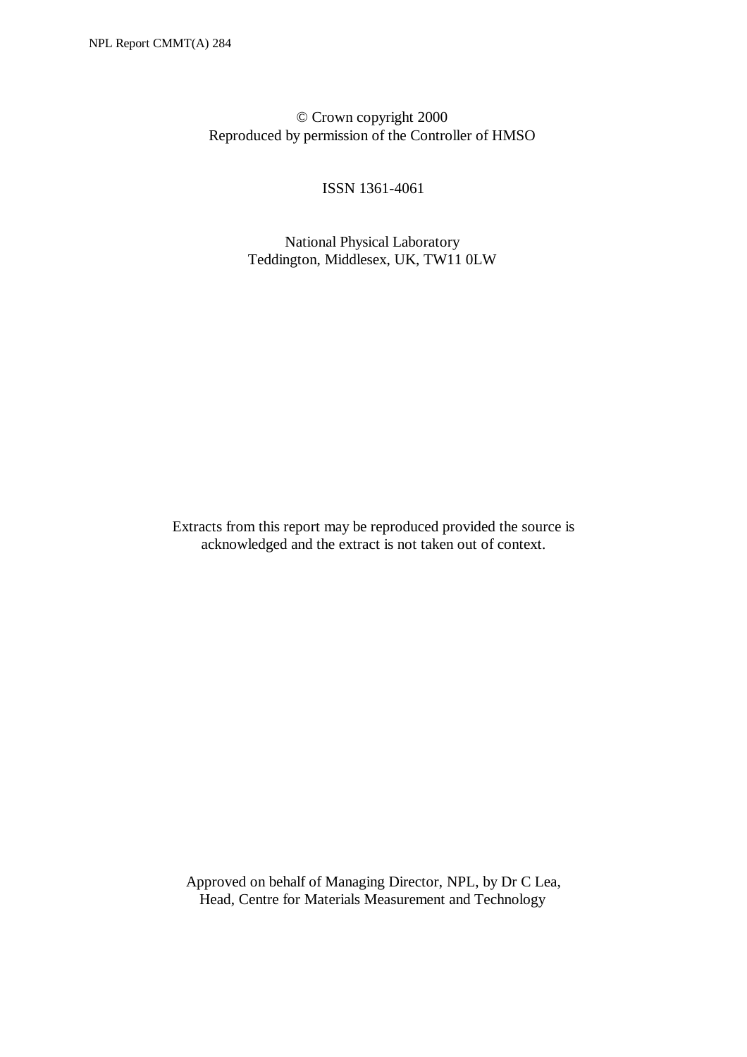© Crown copyright 2000
Reproduced by permission of the Controller of HMSO

ISSN 1361-4061

National Physical Laboratory
Teddington, Middlesex, UK, TW11 0LW

Extracts from this report may be reproduced provided the source is acknowledged and the extract is not taken out of context.

Approved on behalf of Managing Director, NPL, by Dr C Lea,
Head, Centre for Materials Measurement and Technology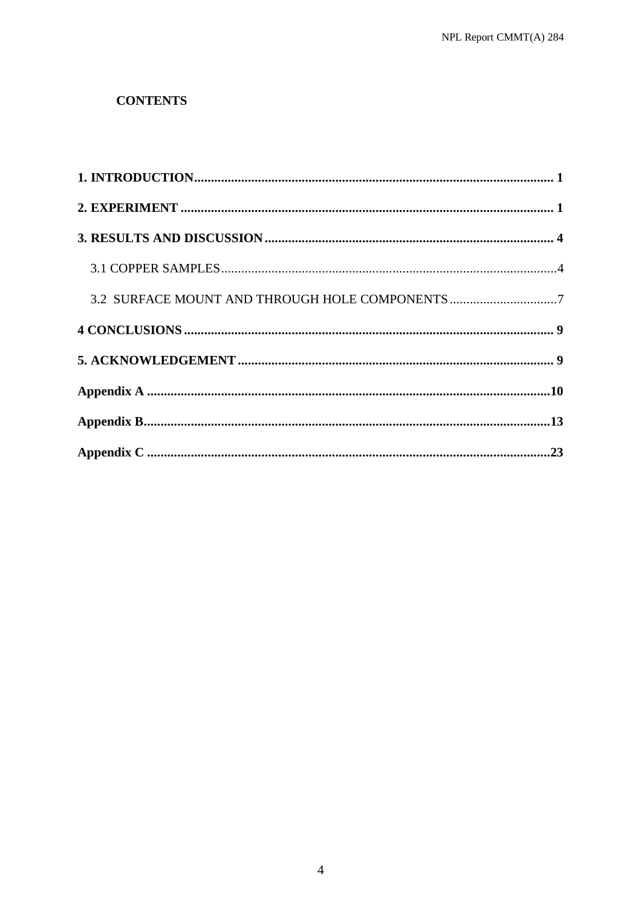**CONTENTS**

**1. INTRODUCTION** ........................................................................................................ **1**

**2. EXPERIMENT** ............................................................................................................. **1**

**3. RESULTS AND DISCUSSION** .................................................................................... **4**

3.1 COPPER SAMPLES ........................................................................................................4

3.2 SURFACE MOUNT AND THROUGH HOLE COMPONENTS ..................................7

**4 CONCLUSIONS** ............................................................................................................. **9**

**5. ACKNOWLEDGEMENT** .............................................................................................. **9**

**Appendix A** .......................................................................................................................**10**

**Appendix B**........................................................................................................................**13**

**Appendix C** .......................................................................................................................**23**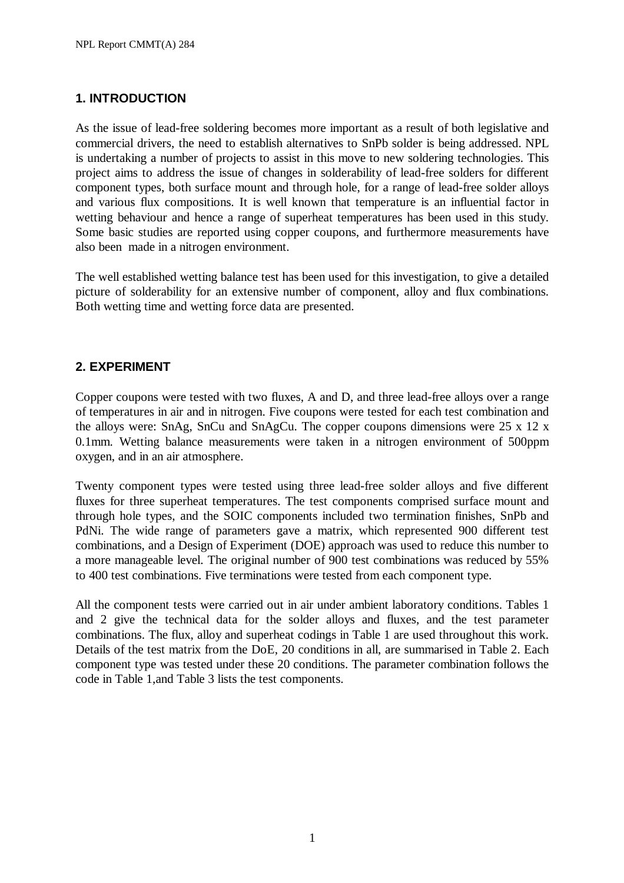## 1. INTRODUCTION

As the issue of lead-free soldering becomes more important as a result of both legislative and commercial drivers, the need to establish alternatives to SnPb solder is being addressed. NPL is undertaking a number of projects to assist in this move to new soldering technologies. This project aims to address the issue of changes in solderability of lead-free solders for different component types, both surface mount and through hole, for a range of lead-free solder alloys and various flux compositions. It is well known that temperature is an influential factor in wetting behaviour and hence a range of superheat temperatures has been used in this study. Some basic studies are reported using copper coupons, and furthermore measurements have also been made in a nitrogen environment.

The well established wetting balance test has been used for this investigation, to give a detailed picture of solderability for an extensive number of component, alloy and flux combinations. Both wetting time and wetting force data are presented.

## 2. EXPERIMENT

Copper coupons were tested with two fluxes, A and D, and three lead-free alloys over a range of temperatures in air and in nitrogen. Five coupons were tested for each test combination and the alloys were: SnAg, SnCu and SnAgCu. The copper coupons dimensions were 25 x 12 x 0.1mm. Wetting balance measurements were taken in a nitrogen environment of 500ppm oxygen, and in an air atmosphere.

Twenty component types were tested using three lead-free solder alloys and five different fluxes for three superheat temperatures. The test components comprised surface mount and through hole types, and the SOIC components included two termination finishes, SnPb and PdNi. The wide range of parameters gave a matrix, which represented 900 different test combinations, and a Design of Experiment (DOE) approach was used to reduce this number to a more manageable level. The original number of 900 test combinations was reduced by 55% to 400 test combinations. Five terminations were tested from each component type.

All the component tests were carried out in air under ambient laboratory conditions. Tables 1 and 2 give the technical data for the solder alloys and fluxes, and the test parameter combinations. The flux, alloy and superheat codings in Table 1 are used throughout this work. Details of the test matrix from the DoE, 20 conditions in all, are summarised in Table 2. Each component type was tested under these 20 conditions. The parameter combination follows the code in Table 1,and Table 3 lists the test components.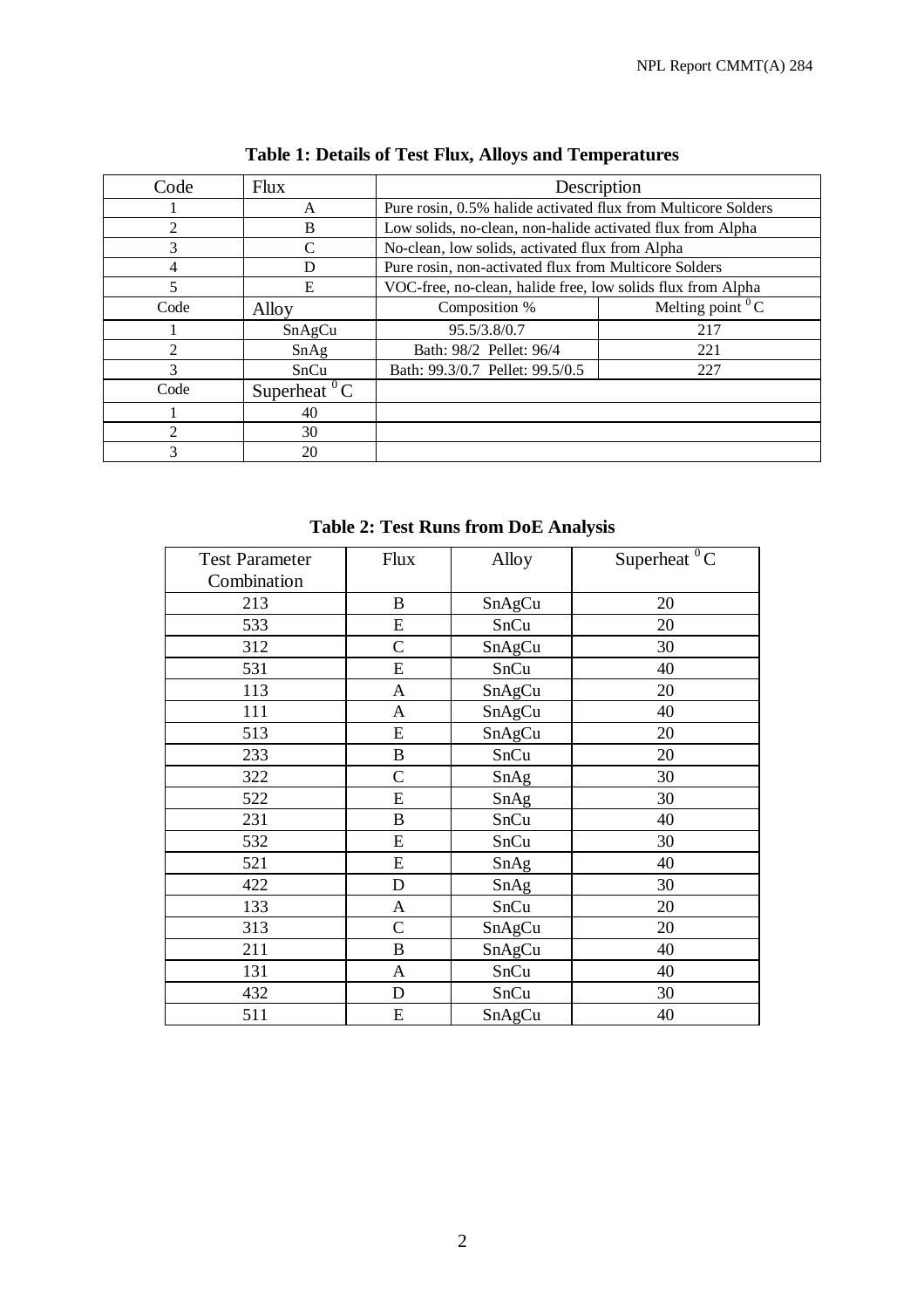**Table 1: Details of Test Flux, Alloys and Temperatures**

| Code | Flux | Description | |
|---|---|---|---|
| 1 | A | Pure rosin, 0.5% halide activated flux from Multicore Solders | |
| 2 | B | Low solids, no-clean, non-halide activated flux from Alpha | |
| 3 | C | No-clean, low solids, activated flux from Alpha | |
| 4 | D | Pure rosin, non-activated flux from Multicore Solders | |
| 5 | E | VOC-free, no-clean, halide free, low solids flux from Alpha | |
| Code | Alloy | Composition % | Melting point $^0$C |
| 1 | SnAgCu | 95.5/3.8/0.7 | 217 |
| 2 | SnAg | Bath: 98/2 Pellet: 96/4 | 221 |
| 3 | SnCu | Bath: 99.3/0.7 Pellet: 99.5/0.5 | 227 |
| Code | Superheat $^0$C | | |
| 1 | 40 | | |
| 2 | 30 | | |
| 3 | 20 | | |

**Table 2: Test Runs from DoE Analysis**

| Test Parameter Combination | Flux | Alloy | Superheat $^0$C |
|---|---|---|---|
| 213 | B | SnAgCu | 20 |
| 533 | E | SnCu | 20 |
| 312 | C | SnAgCu | 30 |
| 531 | E | SnCu | 40 |
| 113 | A | SnAgCu | 20 |
| 111 | A | SnAgCu | 40 |
| 513 | E | SnAgCu | 20 |
| 233 | B | SnCu | 20 |
| 322 | C | SnAg | 30 |
| 522 | E | SnAg | 30 |
| 231 | B | SnCu | 40 |
| 532 | E | SnCu | 30 |
| 521 | E | SnAg | 40 |
| 422 | D | SnAg | 30 |
| 133 | A | SnCu | 20 |
| 313 | C | SnAgCu | 20 |
| 211 | B | SnAgCu | 40 |
| 131 | A | SnCu | 40 |
| 432 | D | SnCu | 30 |
| 511 | E | SnAgCu | 40 |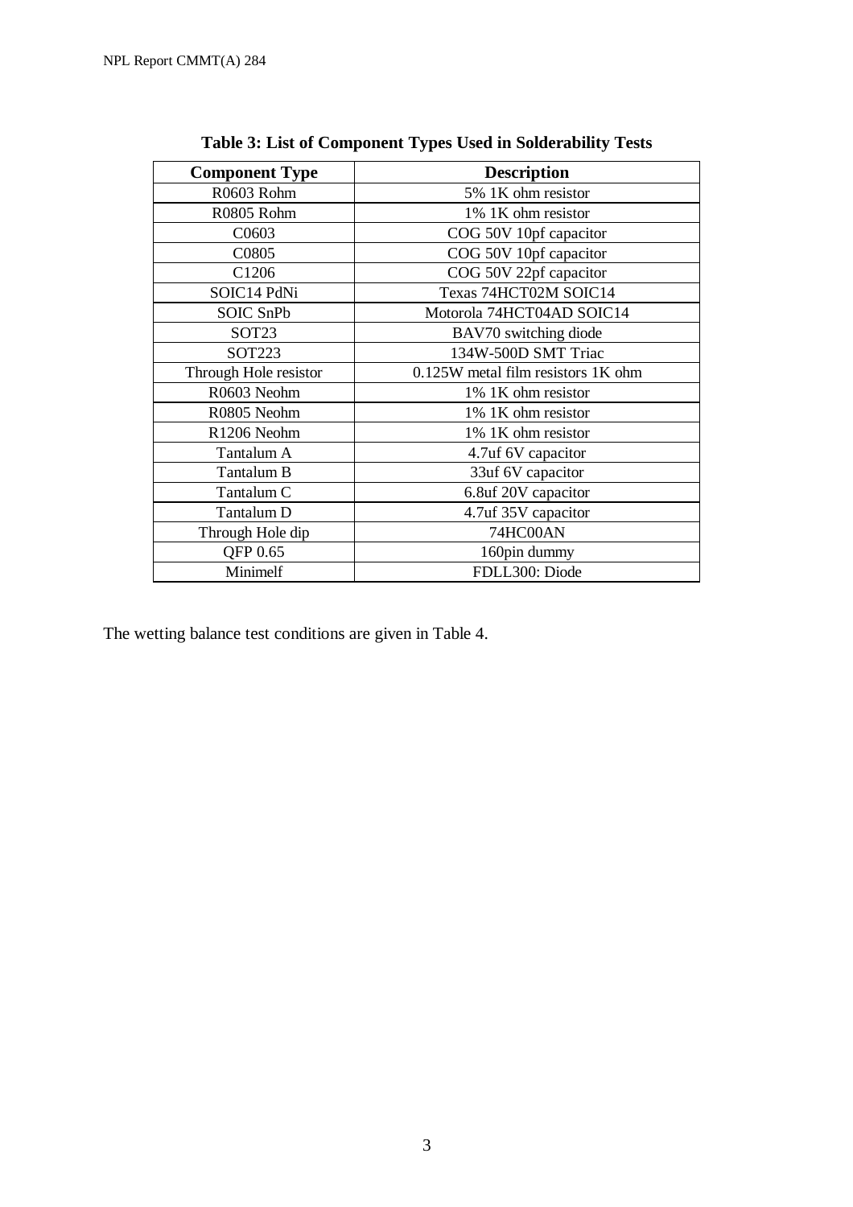**Table 3: List of Component Types Used in Solderability Tests**

| Component Type | Description |
|---|---|
| R0603 Rohm | 5% 1K ohm resistor |
| R0805 Rohm | 1% 1K ohm resistor |
| C0603 | COG 50V 10pf capacitor |
| C0805 | COG 50V 10pf capacitor |
| C1206 | COG 50V 22pf capacitor |
| SOIC14 PdNi | Texas 74HCT02M SOIC14 |
| SOIC SnPb | Motorola 74HCT04AD SOIC14 |
| SOT23 | BAV70 switching diode |
| SOT223 | 134W-500D SMT Triac |
| Through Hole resistor | 0.125W metal film resistors 1K ohm |
| R0603 Neohm | 1% 1K ohm resistor |
| R0805 Neohm | 1% 1K ohm resistor |
| R1206 Neohm | 1% 1K ohm resistor |
| Tantalum A | 4.7uf 6V capacitor |
| Tantalum B | 33uf 6V capacitor |
| Tantalum C | 6.8uf 20V capacitor |
| Tantalum D | 4.7uf 35V capacitor |
| Through Hole dip | 74HC00AN |
| QFP 0.65 | 160pin dummy |
| Minimelf | FDLL300: Diode |

The wetting balance test conditions are given in Table 4.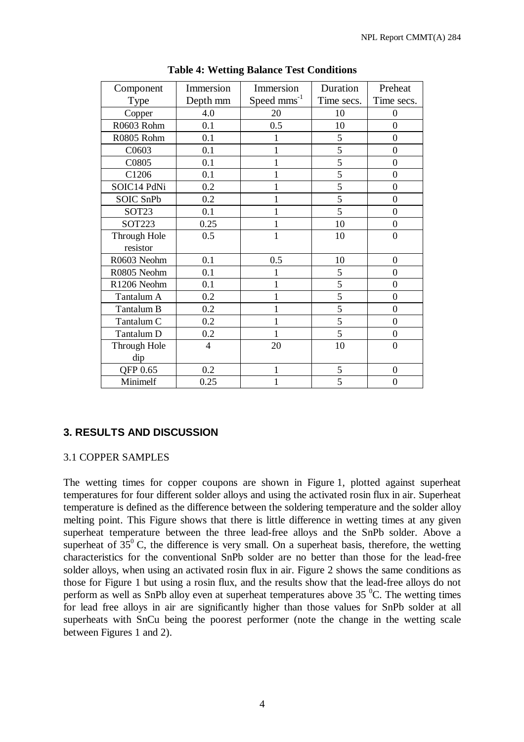**Table 4: Wetting Balance Test Conditions**

| Component Type | Immersion Depth mm | Immersion Speed $mms^{-1}$ | Duration Time secs. | Preheat Time secs. |
|---|---|---|---|---|
| Copper | 4.0 | 20 | 10 | 0 |
| R0603 Rohm | 0.1 | 0.5 | 10 | 0 |
| R0805 Rohm | 0.1 | 1 | 5 | 0 |
| C0603 | 0.1 | 1 | 5 | 0 |
| C0805 | 0.1 | 1 | 5 | 0 |
| C1206 | 0.1 | 1 | 5 | 0 |
| SOIC14 PdNi | 0.2 | 1 | 5 | 0 |
| SOIC SnPb | 0.2 | 1 | 5 | 0 |
| SOT23 | 0.1 | 1 | 5 | 0 |
| SOT223 | 0.25 | 1 | 10 | 0 |
| Through Hole resistor | 0.5 | 1 | 10 | 0 |
| R0603 Neohm | 0.1 | 0.5 | 10 | 0 |
| R0805 Neohm | 0.1 | 1 | 5 | 0 |
| R1206 Neohm | 0.1 | 1 | 5 | 0 |
| Tantalum A | 0.2 | 1 | 5 | 0 |
| Tantalum B | 0.2 | 1 | 5 | 0 |
| Tantalum C | 0.2 | 1 | 5 | 0 |
| Tantalum D | 0.2 | 1 | 5 | 0 |
| Through Hole dip | 4 | 20 | 10 | 0 |
| QFP 0.65 | 0.2 | 1 | 5 | 0 |
| Minimelf | 0.25 | 1 | 5 | 0 |

## 3. RESULTS AND DISCUSSION

### 3.1 COPPER SAMPLES

The wetting times for copper coupons are shown in Figure 1, plotted against superheat temperatures for four different solder alloys and using the activated rosin flux in air. Superheat temperature is defined as the difference between the soldering temperature and the solder alloy melting point. This Figure shows that there is little difference in wetting times at any given superheat temperature between the three lead-free alloys and the SnPb solder. Above a superheat of $35^0$ C, the difference is very small. On a superheat basis, therefore, the wetting characteristics for the conventional SnPb solder are no better than those for the lead-free solder alloys, when using an activated rosin flux in air. Figure 2 shows the same conditions as those for Figure 1 but using a rosin flux, and the results show that the lead-free alloys do not perform as well as SnPb alloy even at superheat temperatures above 35 $^0$C. The wetting times for lead free alloys in air are significantly higher than those values for SnPb solder at all superheats with SnCu being the poorest performer (note the change in the wetting scale between Figures 1 and 2).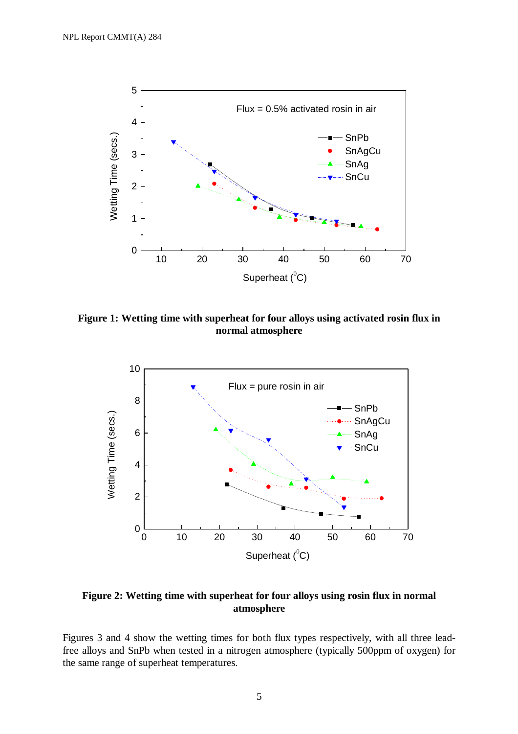**Figure 1: Wetting time with superheat for four alloys using activated rosin flux in normal atmosphere**

**Figure 2: Wetting time with superheat for four alloys using rosin flux in normal atmosphere**

Figures 3 and 4 show the wetting times for both flux types respectively, with all three lead-free alloys and SnPb when tested in a nitrogen atmosphere (typically 500ppm of oxygen) for the same range of superheat temperatures.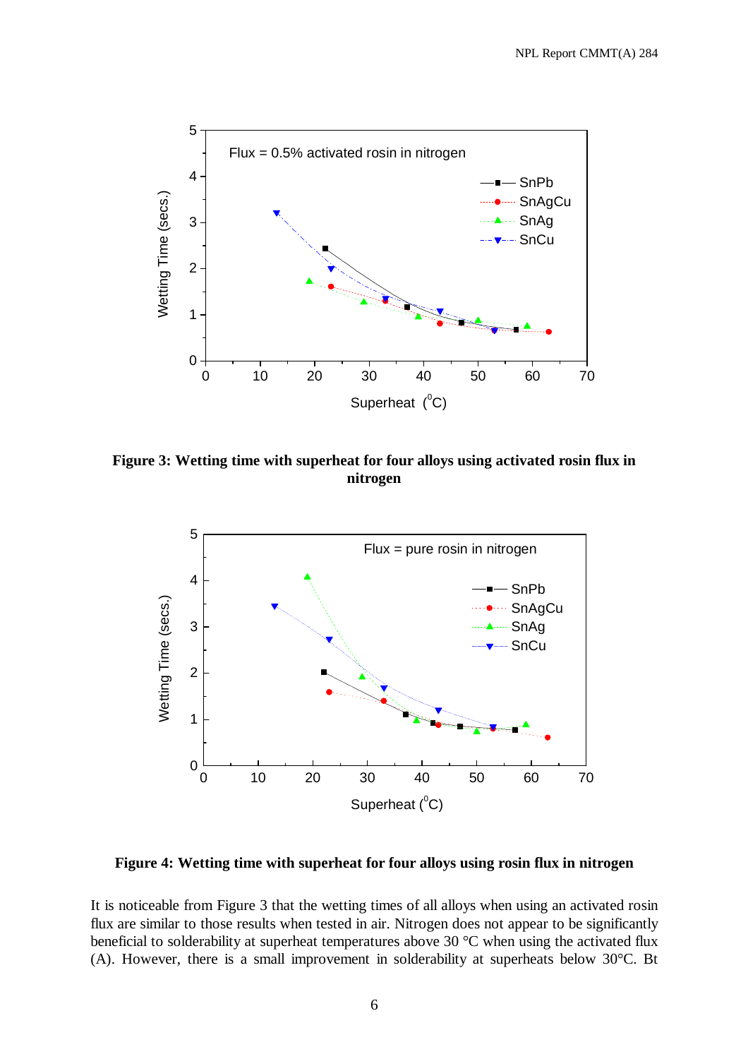**Figure 3: Wetting time with superheat for four alloys using activated rosin flux in nitrogen**

**Figure 4: Wetting time with superheat for four alloys using rosin flux in nitrogen**

It is noticeable from Figure 3 that the wetting times of all alloys when using an activated rosin flux are similar to those results when tested in air. Nitrogen does not appear to be significantly beneficial to solderability at superheat temperatures above 30 °C when using the activated flux (A). However, there is a small improvement in solderability at superheats below 30°C. Bt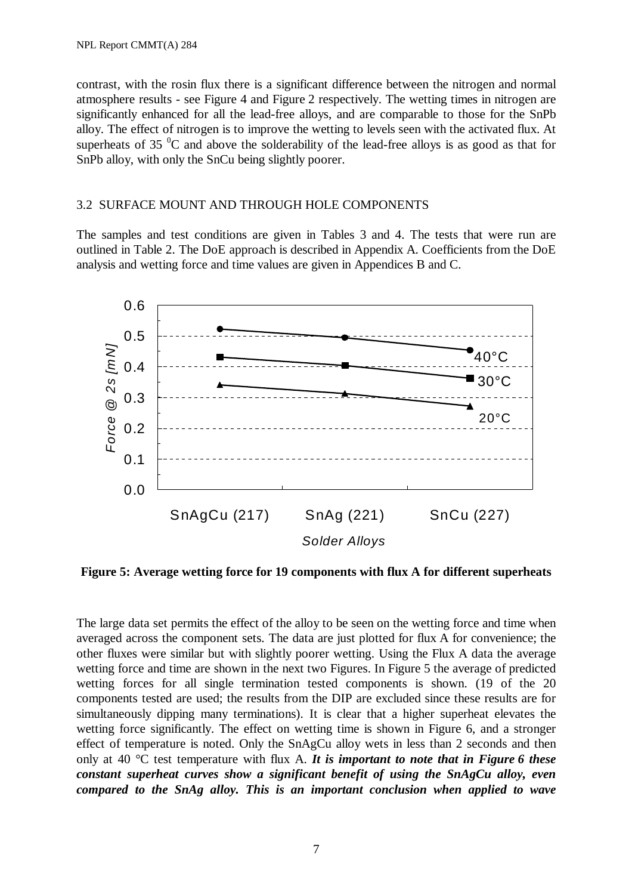contrast, with the rosin flux there is a significant difference between the nitrogen and normal atmosphere results - see Figure 4 and Figure 2 respectively. The wetting times in nitrogen are significantly enhanced for all the lead-free alloys, and are comparable to those for the SnPb alloy. The effect of nitrogen is to improve the wetting to levels seen with the activated flux. At superheats of 35 $^{0}$C and above the solderability of the lead-free alloys is as good as that for SnPb alloy, with only the SnCu being slightly poorer.

## 3.2 SURFACE MOUNT AND THROUGH HOLE COMPONENTS

The samples and test conditions are given in Tables 3 and 4. The tests that were run are outlined in Table 2. The DoE approach is described in Appendix A. Coefficients from the DoE analysis and wetting force and time values are given in Appendices B and C.

**Figure 5: Average wetting force for 19 components with flux A for different superheats**

The large data set permits the effect of the alloy to be seen on the wetting force and time when averaged across the component sets. The data are just plotted for flux A for convenience; the other fluxes were similar but with slightly poorer wetting. Using the Flux A data the average wetting force and time are shown in the next two Figures. In Figure 5 the average of predicted wetting forces for all single termination tested components is shown. (19 of the 20 components tested are used; the results from the DIP are excluded since these results are for simultaneously dipping many terminations). It is clear that a higher superheat elevates the wetting force significantly. The effect on wetting time is shown in Figure 6, and a stronger effect of temperature is noted. Only the SnAgCu alloy wets in less than 2 seconds and then only at 40 °C test temperature with flux A. ***It is important to note that in Figure 6 these constant superheat curves show a significant benefit of using the SnAgCu alloy, even compared to the SnAg alloy. This is an important conclusion when applied to wave***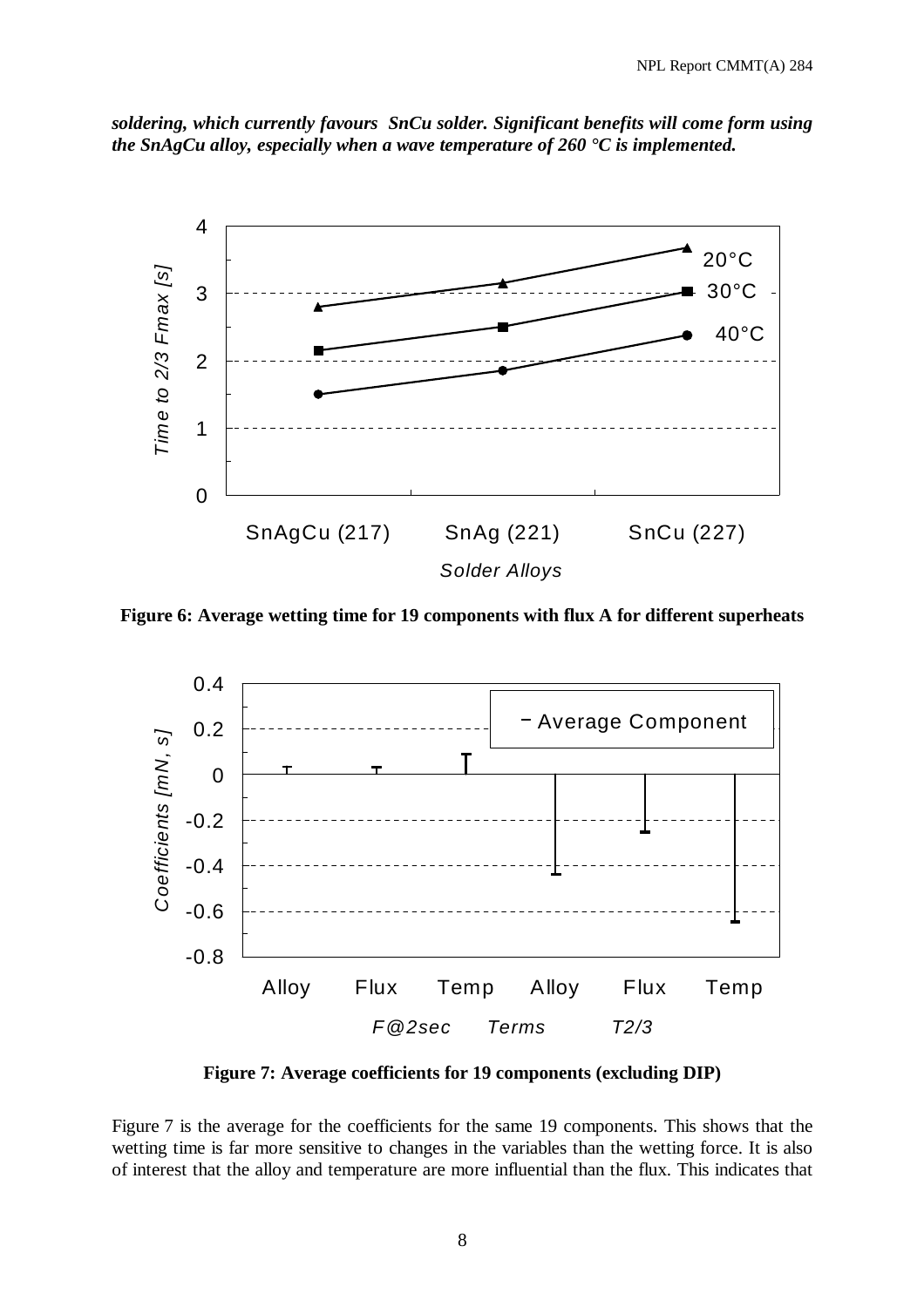***soldering, which currently favours SnCu solder. Significant benefits will come form using the SnAgCu alloy, especially when a wave temperature of 260 °C is implemented.***

**Figure 6: Average wetting time for 19 components with flux A for different superheats**

**Figure 7: Average coefficients for 19 components (excluding DIP)**

Figure 7 is the average for the coefficients for the same 19 components. This shows that the wetting time is far more sensitive to changes in the variables than the wetting force. It is also of interest that the alloy and temperature are more influential than the flux. This indicates that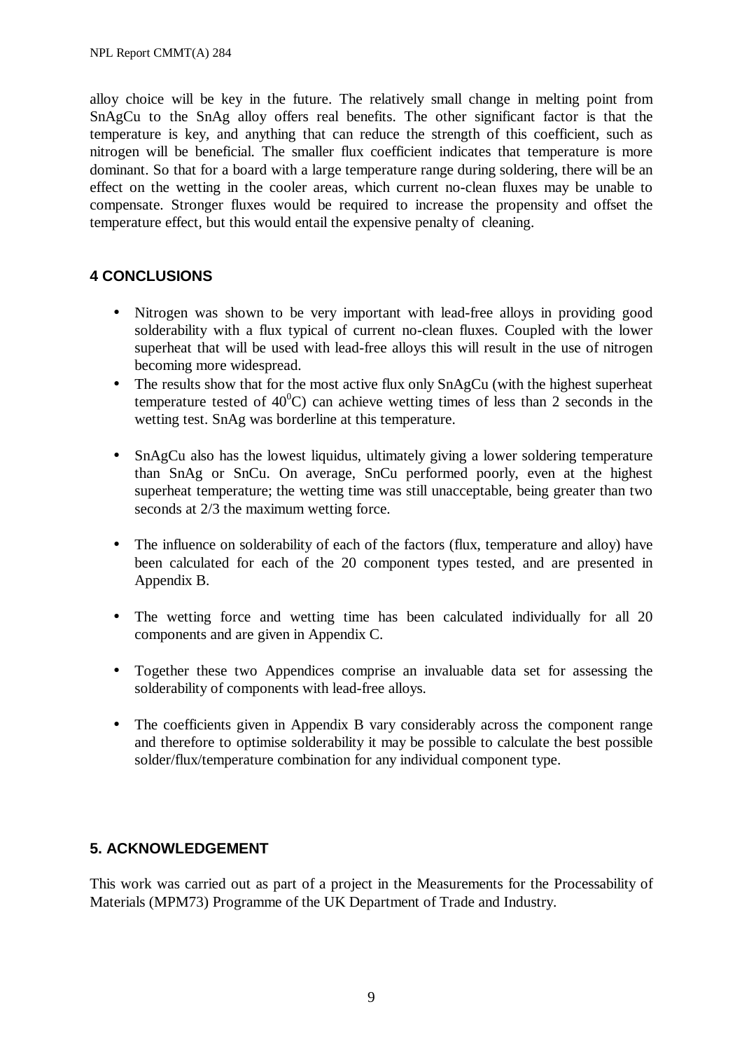alloy choice will be key in the future. The relatively small change in melting point from SnAgCu to the SnAg alloy offers real benefits. The other significant factor is that the temperature is key, and anything that can reduce the strength of this coefficient, such as nitrogen will be beneficial. The smaller flux coefficient indicates that temperature is more dominant. So that for a board with a large temperature range during soldering, there will be an effect on the wetting in the cooler areas, which current no-clean fluxes may be unable to compensate. Stronger fluxes would be required to increase the propensity and offset the temperature effect, but this would entail the expensive penalty of cleaning.

## 4 CONCLUSIONS

- Nitrogen was shown to be very important with lead-free alloys in providing good solderability with a flux typical of current no-clean fluxes. Coupled with the lower superheat that will be used with lead-free alloys this will result in the use of nitrogen becoming more widespread.
- The results show that for the most active flux only SnAgCu (with the highest superheat temperature tested of $40^0$C) can achieve wetting times of less than 2 seconds in the wetting test. SnAg was borderline at this temperature.
- SnAgCu also has the lowest liquidus, ultimately giving a lower soldering temperature than SnAg or SnCu. On average, SnCu performed poorly, even at the highest superheat temperature; the wetting time was still unacceptable, being greater than two seconds at 2/3 the maximum wetting force.
- The influence on solderability of each of the factors (flux, temperature and alloy) have been calculated for each of the 20 component types tested, and are presented in Appendix B.
- The wetting force and wetting time has been calculated individually for all 20 components and are given in Appendix C.
- Together these two Appendices comprise an invaluable data set for assessing the solderability of components with lead-free alloys.
- The coefficients given in Appendix B vary considerably across the component range and therefore to optimise solderability it may be possible to calculate the best possible solder/flux/temperature combination for any individual component type.

## 5. ACKNOWLEDGEMENT

This work was carried out as part of a project in the Measurements for the Processability of Materials (MPM73) Programme of the UK Department of Trade and Industry.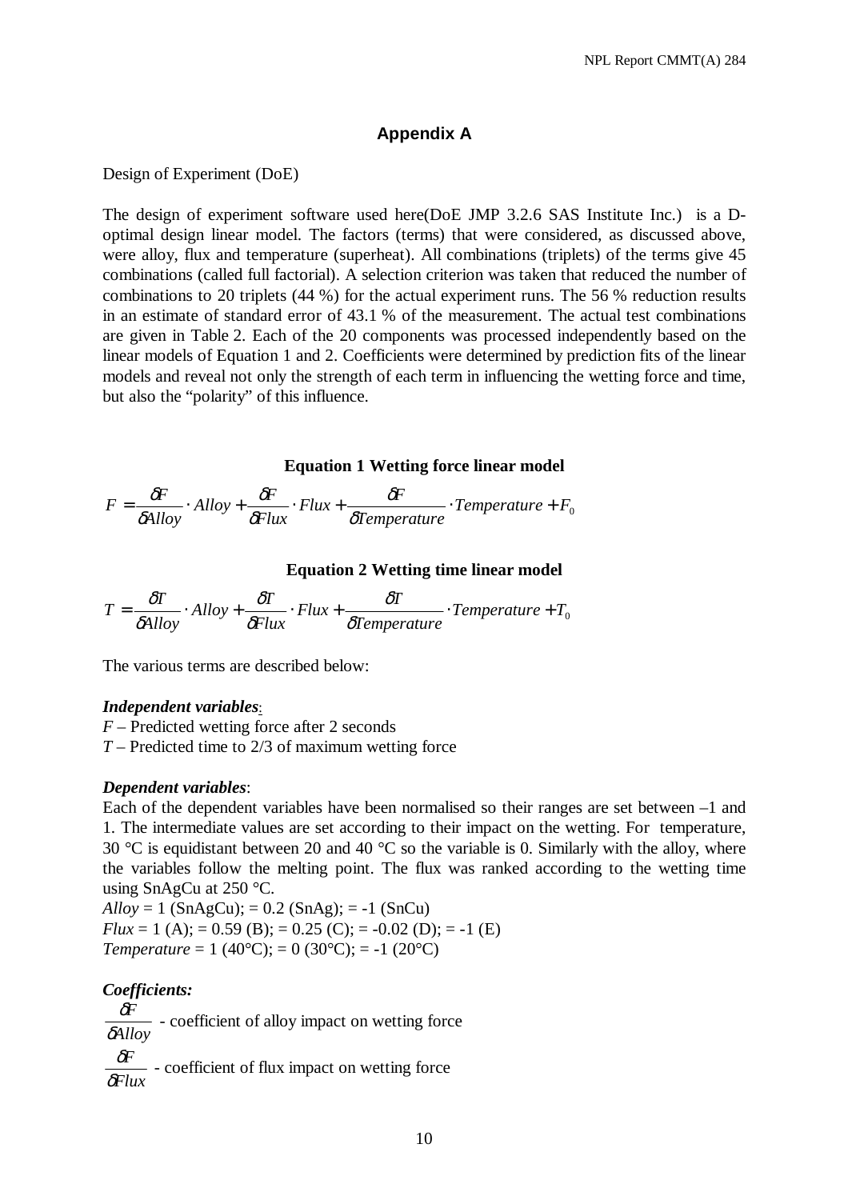## Appendix A

Design of Experiment (DoE)

The design of experiment software used here(DoE JMP 3.2.6 SAS Institute Inc.) is a D-optimal design linear model. The factors (terms) that were considered, as discussed above, were alloy, flux and temperature (superheat). All combinations (triplets) of the terms give 45 combinations (called full factorial). A selection criterion was taken that reduced the number of combinations to 20 triplets (44 %) for the actual experiment runs. The 56 % reduction results in an estimate of standard error of 43.1 % of the measurement. The actual test combinations are given in Table 2. Each of the 20 components was processed independently based on the linear models of Equation 1 and 2. Coefficients were determined by prediction fits of the linear models and reveal not only the strength of each term in influencing the wetting force and time, but also the "polarity" of this influence.

**Equation 1 Wetting force linear model**

$$F = \frac{\delta F}{\delta Alloy} \cdot Alloy + \frac{\delta F}{\delta Flux} \cdot Flux + \frac{\delta F}{\delta Temperature} \cdot Temperature + F_0$$

**Equation 2 Wetting time linear model**

$$T = \frac{\delta T}{\delta Alloy} \cdot Alloy + \frac{\delta T}{\delta Flux} \cdot Flux + \frac{\delta T}{\delta Temperature} \cdot Temperature + T_0$$

The various terms are described below:

***Independent variables:***

*F* – Predicted wetting force after 2 seconds
*T* – Predicted time to 2/3 of maximum wetting force

***Dependent variables***:

Each of the dependent variables have been normalised so their ranges are set between –1 and 1. The intermediate values are set according to their impact on the wetting. For temperature, 30 °C is equidistant between 20 and 40 °C so the variable is 0. Similarly with the alloy, where the variables follow the melting point. The flux was ranked according to the wetting time using SnAgCu at 250 °C.

*Alloy* = 1 (SnAgCu); = 0.2 (SnAg); = -1 (SnCu)
*Flux* = 1 (A); = 0.59 (B); = 0.25 (C); = -0.02 (D); = -1 (E)
*Temperature* = 1 (40°C); = 0 (30°C); = -1 (20°C)

***Coefficients:***

$\frac{\delta F}{\delta Alloy}$ - coefficient of alloy impact on wetting force

$\frac{\delta F}{\delta Flux}$ - coefficient of flux impact on wetting force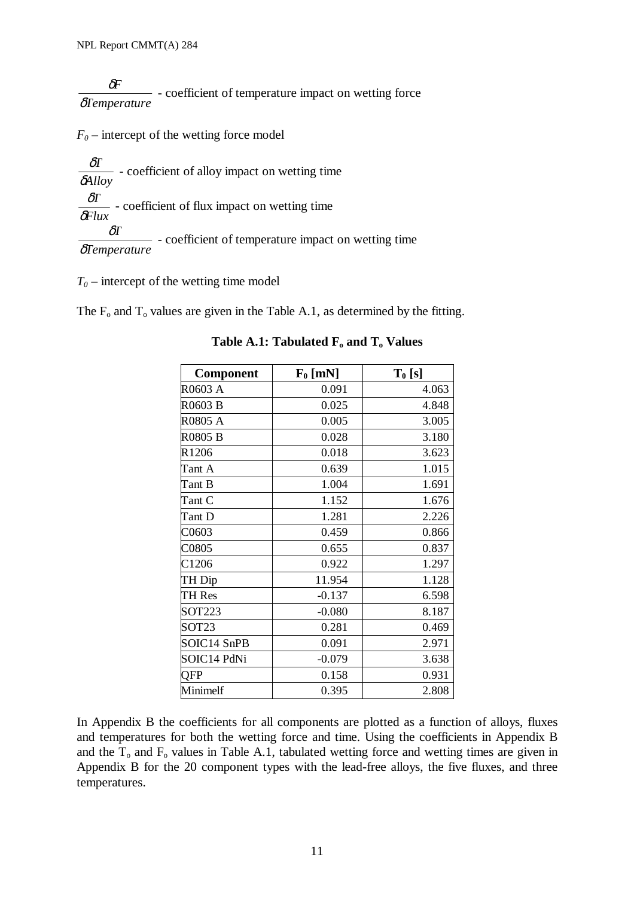$\frac{\delta F}{\delta Temperature}$ - coefficient of temperature impact on wetting force

$F_0$ – intercept of the wetting force model

$\frac{\delta T}{\delta Alloy}$ - coefficient of alloy impact on wetting time

$\frac{\delta T}{\delta Flux}$ - coefficient of flux impact on wetting time

$\frac{\delta T}{\delta Temperature}$ - coefficient of temperature impact on wetting time

$T_0$ – intercept of the wetting time model

The $F_o$ and $T_o$ values are given in the Table A.1, as determined by the fitting.

**Table A.1: Tabulated $F_o$ and $T_o$ Values**

| Component | $F_0$ [mN] | $T_0$ [s] |
|---|---|---|
| R0603 A | 0.091 | 4.063 |
| R0603 B | 0.025 | 4.848 |
| R0805 A | 0.005 | 3.005 |
| R0805 B | 0.028 | 3.180 |
| R1206 | 0.018 | 3.623 |
| Tant A | 0.639 | 1.015 |
| Tant B | 1.004 | 1.691 |
| Tant C | 1.152 | 1.676 |
| Tant D | 1.281 | 2.226 |
| C0603 | 0.459 | 0.866 |
| C0805 | 0.655 | 0.837 |
| C1206 | 0.922 | 1.297 |
| TH Dip | 11.954 | 1.128 |
| TH Res | -0.137 | 6.598 |
| SOT223 | -0.080 | 8.187 |
| SOT23 | 0.281 | 0.469 |
| SOIC14 SnPB | 0.091 | 2.971 |
| SOIC14 PdNi | -0.079 | 3.638 |
| QFP | 0.158 | 0.931 |
| Minimelf | 0.395 | 2.808 |

In Appendix B the coefficients for all components are plotted as a function of alloys, fluxes and temperatures for both the wetting force and time. Using the coefficients in Appendix B and the $T_o$ and $F_o$ values in Table A.1, tabulated wetting force and wetting times are given in Appendix B for the 20 component types with the lead-free alloys, the five fluxes, and three temperatures.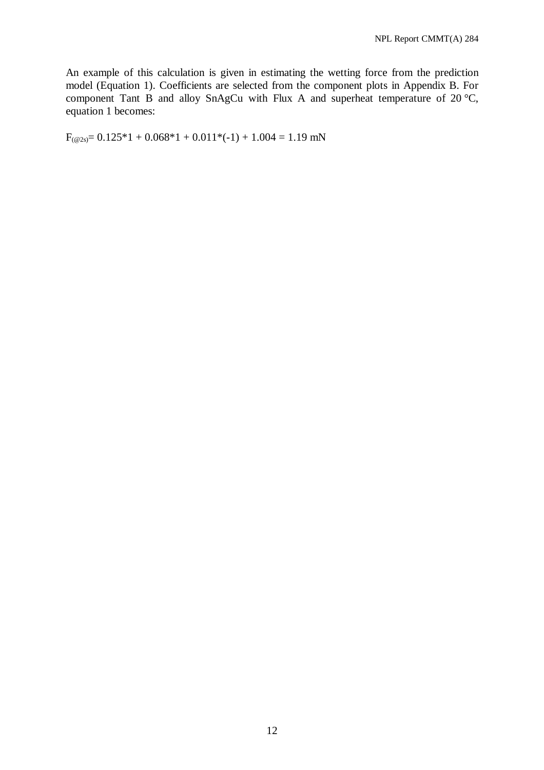An example of this calculation is given in estimating the wetting force from the prediction model (Equation 1). Coefficients are selected from the component plots in Appendix B. For component Tant B and alloy SnAgCu with Flux A and superheat temperature of 20 °C, equation 1 becomes:

$$F_{(@2s)} = 0.125*1 + 0.068*1 + 0.011*(-1) + 1.004 = 1.19 \text{ mN}$$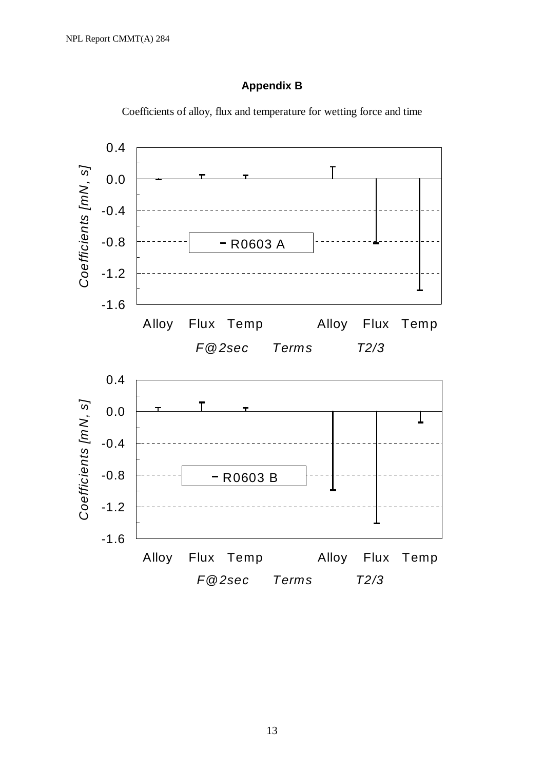## Appendix B

Coefficients of alloy, flux and temperature for wetting force and time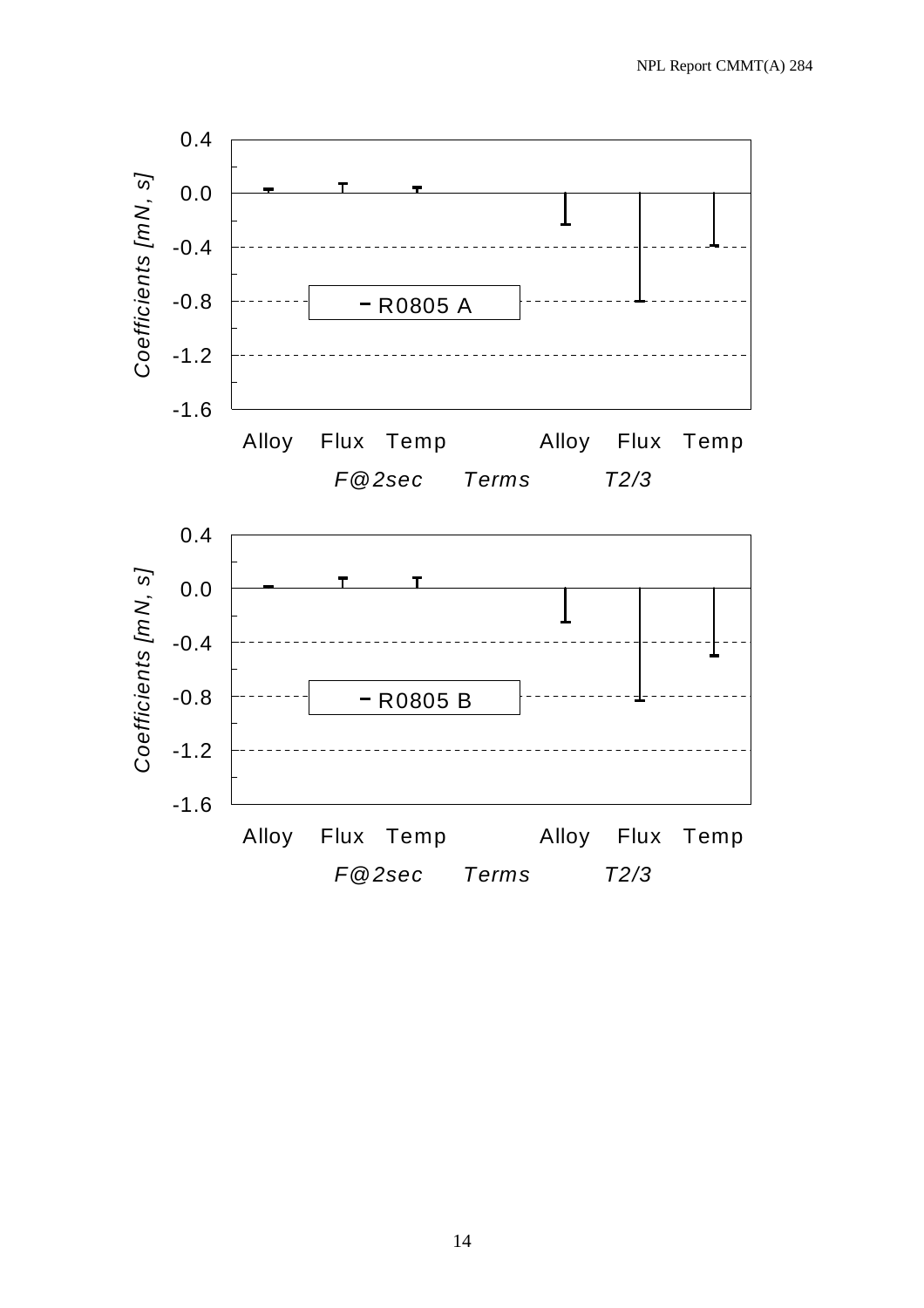Coefficients [mN, s]

0.4
0.0
-0.4
-0.8
-1.2
-1.6

R0805 A

Alloy Flux Temp Alloy Flux Temp

*F@2sec Terms T2/3*

Coefficients [mN, s]

0.4
0.0
-0.4
-0.8
-1.2
-1.6

R0805 B

Alloy Flux Temp Alloy Flux Temp

*F@2sec Terms T2/3*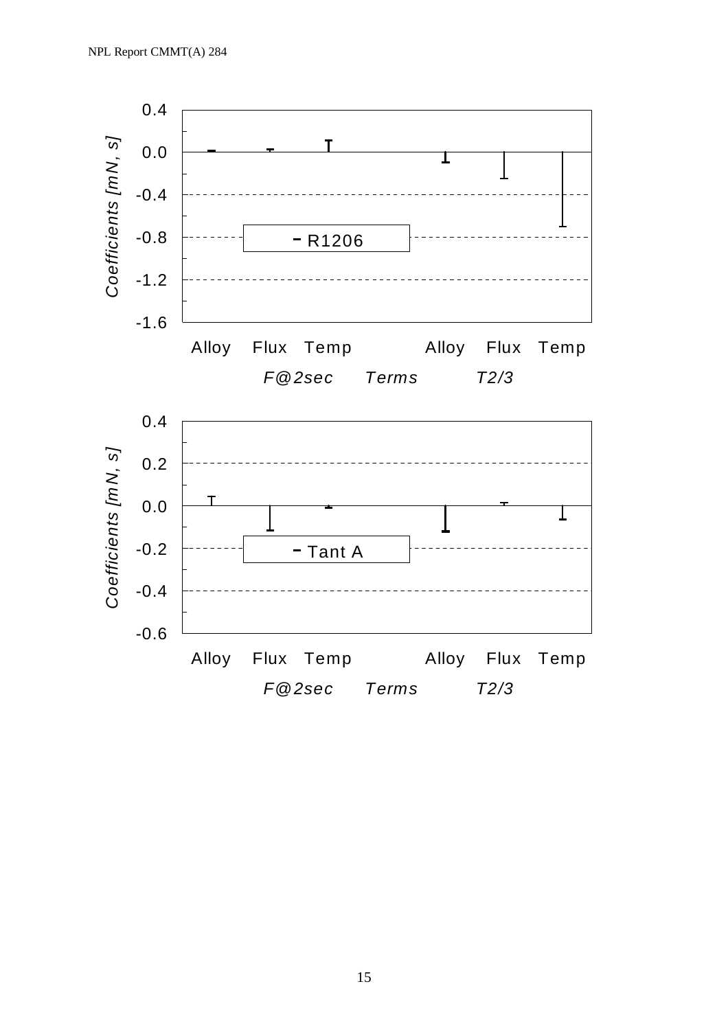Coefficients [mN, s]

0.4
0.0
-0.4
-0.8
-1.2
-1.6

R1206

Alloy Flux Temp Alloy Flux Temp

*F@2sec Terms T2/3*

Coefficients [mN, s]

0.4
0.2
0.0
-0.2
-0.4
-0.6

Tant A

Alloy Flux Temp Alloy Flux Temp

*F@2sec Terms T2/3*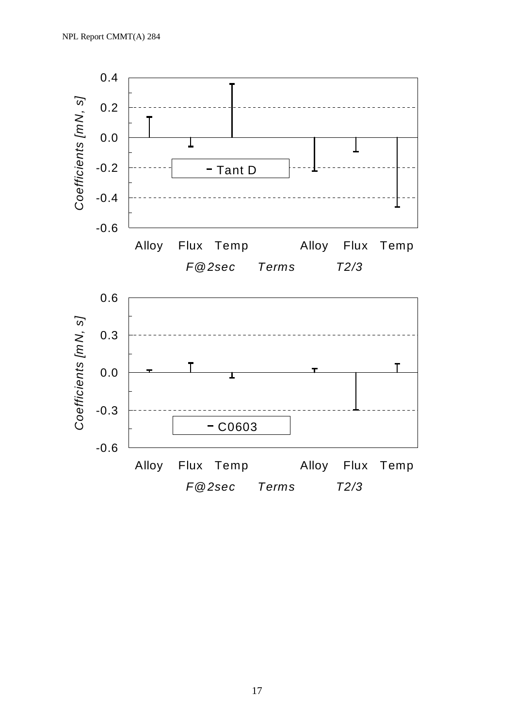Coefficients [mN, s]

0.4
0.2
0.0
-0.2
-0.4
-0.6

Tant D

Alloy Flux Temp Alloy Flux Temp

*F@2sec Terms T2/3*

Coefficients [mN, s]

0.6
0.3
0.0
-0.3
-0.6

C0603

Alloy Flux Temp Alloy Flux Temp

*F@2sec Terms T2/3*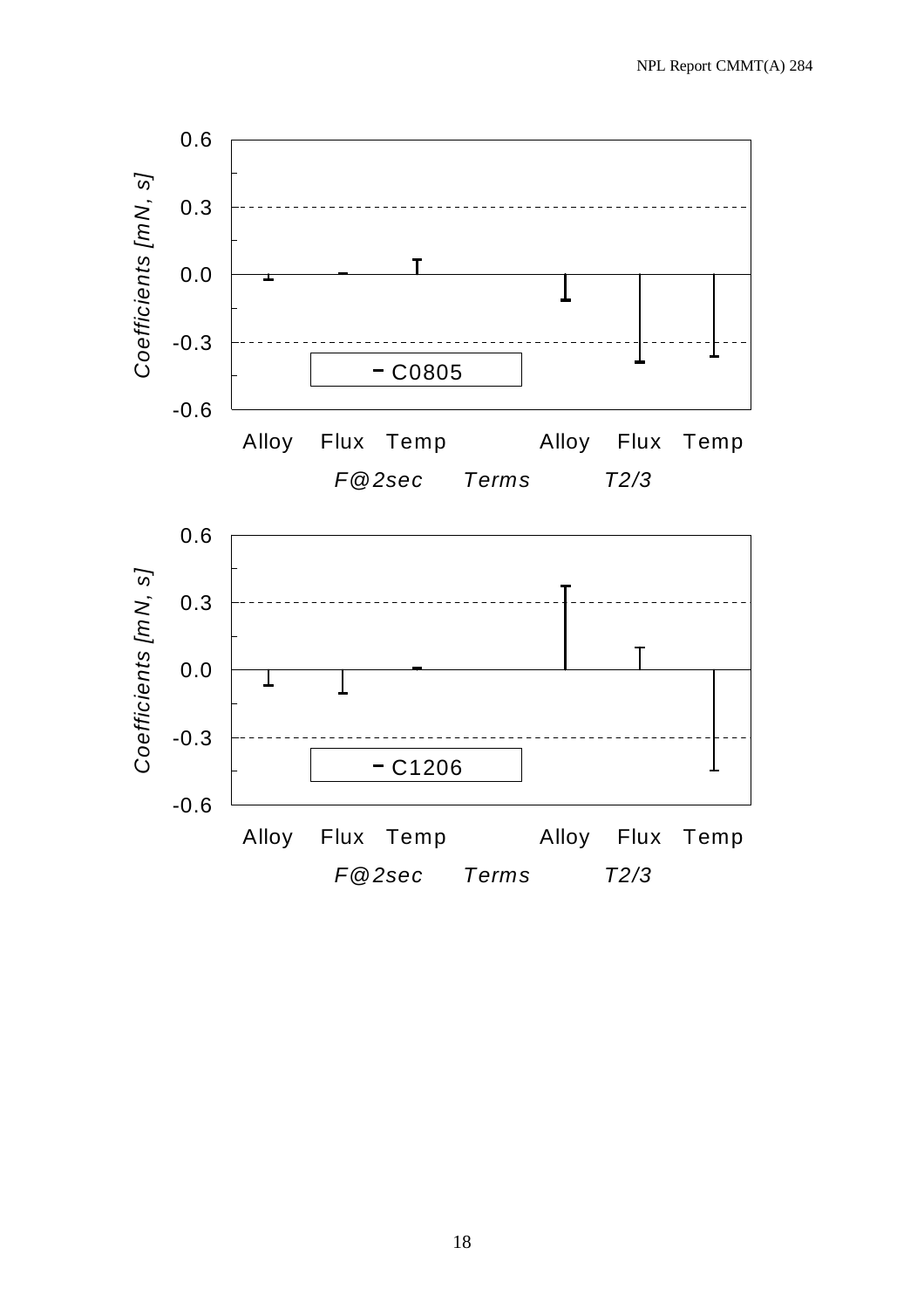Coefficients [mN, s]

0.6
0.3
0.0
-0.3
-0.6

C0805

Alloy Flux Temp Alloy Flux Temp

*F@2sec* *Terms* *T2/3*

Coefficients [mN, s]

0.6
0.3
0.0
-0.3
-0.6

C1206

Alloy Flux Temp Alloy Flux Temp

*F@2sec* *Terms* *T2/3*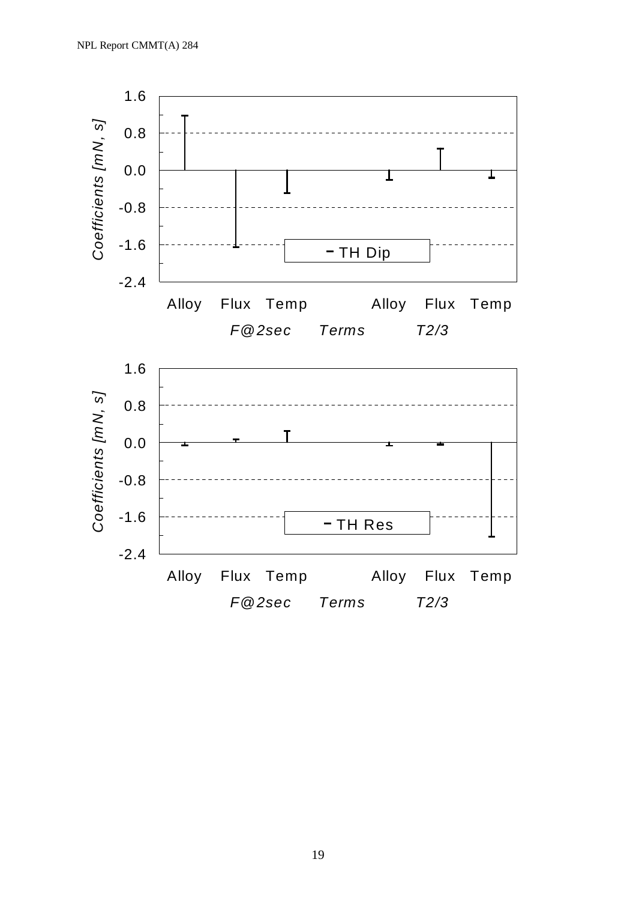| | | | | | | |
|---|---|---|---|---|---|---|
| **TH Dip** | | | | | | |
| Coefficients [mN, s] | Alloy | Flux | Temp | Alloy | Flux | Temp |
| | F@2sec | | Terms | | T2/3 | |

| | | | | | | |
|---|---|---|---|---|---|---|
| **TH Res** | | | | | | |
| Coefficients [mN, s] | Alloy | Flux | Temp | Alloy | Flux | Temp |
| | F@2sec | | Terms | | T2/3 | |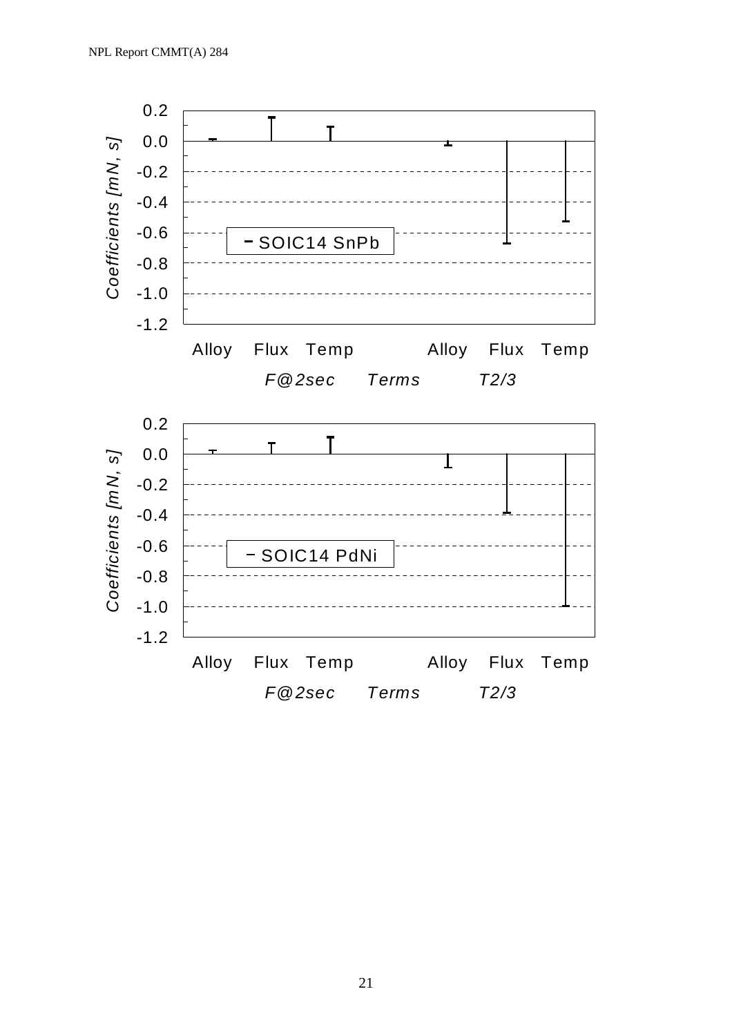Coefficients [mN, s]

SOIC14 SnPb

| | Alloy | Flux | Temp |
|---|---|---|---|
| *F@2sec* | | | |
| *T2/3* | | | |

*Terms*

Coefficients [mN, s]

SOIC14 PdNi

| | Alloy | Flux | Temp |
|---|---|---|---|
| *F@2sec* | | | |
| *T2/3* | | | |

*Terms*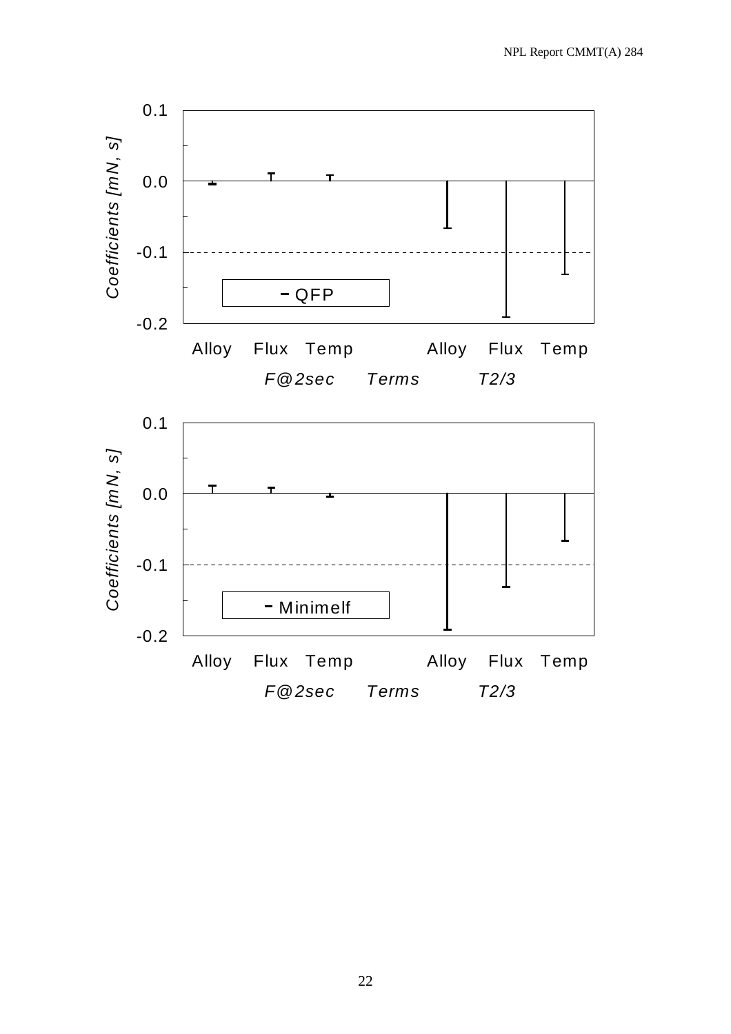Coefficients [mN, s]

0.1
0.0
-0.1
-0.2

QFP

Alloy Flux Temp Alloy Flux Temp

*F@2sec* *Terms* *T2/3*

Coefficients [mN, s]

0.1
0.0
-0.1
-0.2

Minimelf

Alloy Flux Temp Alloy Flux Temp

*F@2sec* *Terms* *T2/3*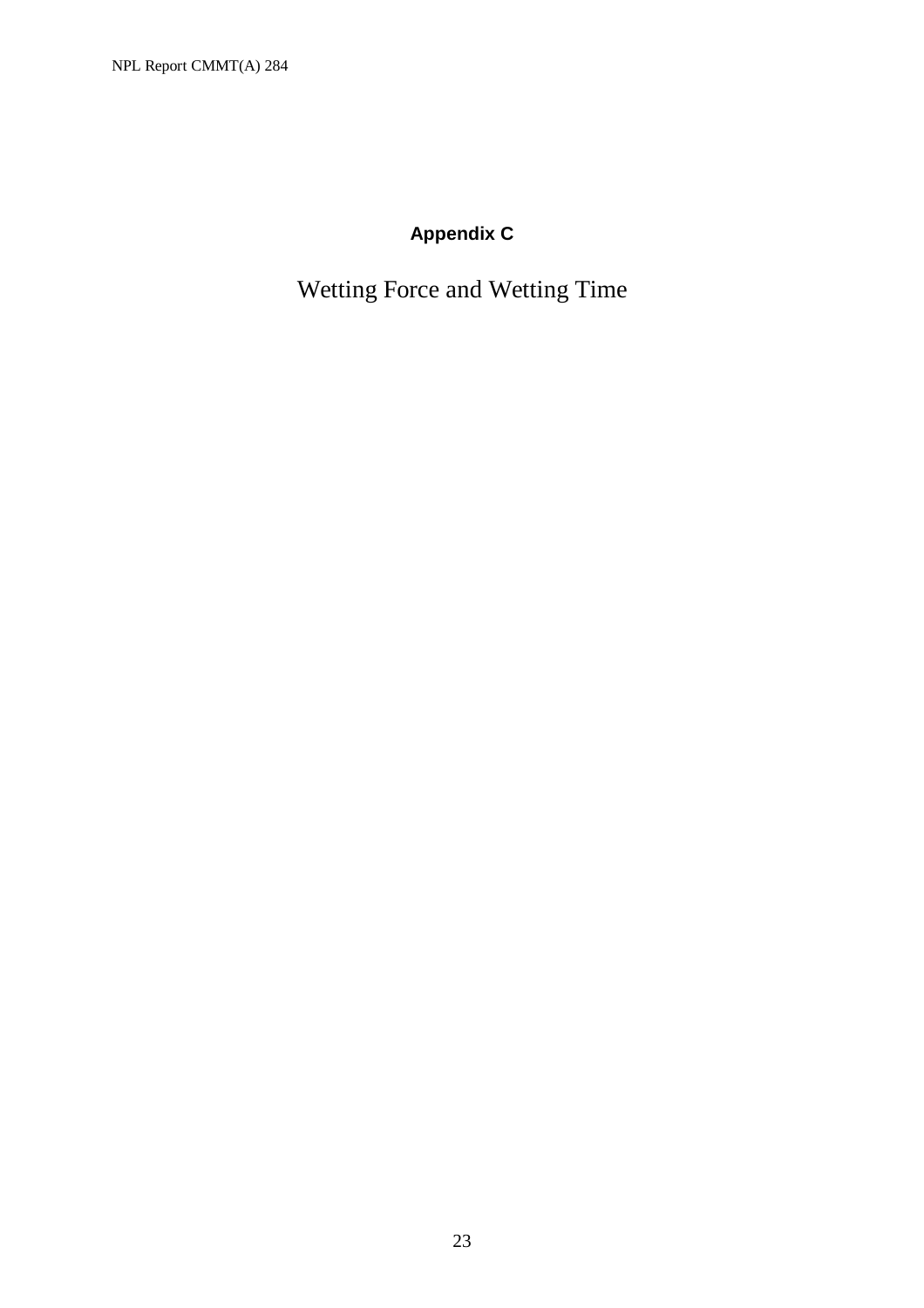# Appendix C

## Wetting Force and Wetting Time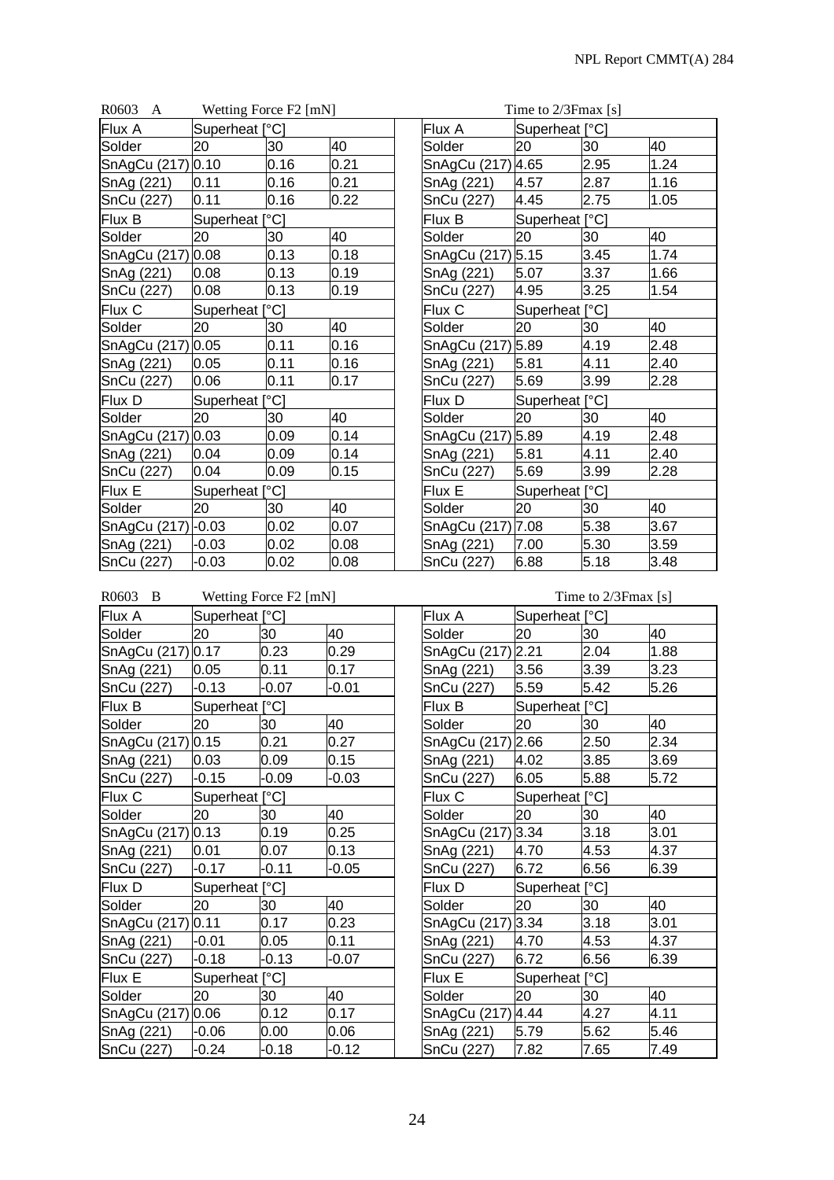R0603 A — Wetting Force F2 [mN]

| Flux A | Superheat [°C] | | |
|---|---|---|---|
| Solder | 20 | 30 | 40 |
| SnAgCu (217) | 0.10 | 0.16 | 0.21 |
| SnAg (221) | 0.11 | 0.16 | 0.21 |
| SnCu (227) | 0.11 | 0.16 | 0.22 |
| **Flux B** | **Superheat [°C]** | | |
| Solder | 20 | 30 | 40 |
| SnAgCu (217) | 0.08 | 0.13 | 0.18 |
| SnAg (221) | 0.08 | 0.13 | 0.19 |
| SnCu (227) | 0.08 | 0.13 | 0.19 |
| **Flux C** | **Superheat [°C]** | | |
| Solder | 20 | 30 | 40 |
| SnAgCu (217) | 0.05 | 0.11 | 0.16 |
| SnAg (221) | 0.05 | 0.11 | 0.16 |
| SnCu (227) | 0.06 | 0.11 | 0.17 |
| **Flux D** | **Superheat [°C]** | | |
| Solder | 20 | 30 | 40 |
| SnAgCu (217) | 0.03 | 0.09 | 0.14 |
| SnAg (221) | 0.04 | 0.09 | 0.14 |
| SnCu (227) | 0.04 | 0.09 | 0.15 |
| **Flux E** | **Superheat [°C]** | | |
| Solder | 20 | 30 | 40 |
| SnAgCu (217) | -0.03 | 0.02 | 0.07 |
| SnAg (221) | -0.03 | 0.02 | 0.08 |
| SnCu (227) | -0.03 | 0.02 | 0.08 |

R0603 A — Time to 2/3Fmax [s]

| Flux A | Superheat [°C] | | |
|---|---|---|---|
| Solder | 20 | 30 | 40 |
| SnAgCu (217) | 4.65 | 2.95 | 1.24 |
| SnAg (221) | 4.57 | 2.87 | 1.16 |
| SnCu (227) | 4.45 | 2.75 | 1.05 |
| **Flux B** | **Superheat [°C]** | | |
| Solder | 20 | 30 | 40 |
| SnAgCu (217) | 5.15 | 3.45 | 1.74 |
| SnAg (221) | 5.07 | 3.37 | 1.66 |
| SnCu (227) | 4.95 | 3.25 | 1.54 |
| **Flux C** | **Superheat [°C]** | | |
| Solder | 20 | 30 | 40 |
| SnAgCu (217) | 5.89 | 4.19 | 2.48 |
| SnAg (221) | 5.81 | 4.11 | 2.40 |
| SnCu (227) | 5.69 | 3.99 | 2.28 |
| **Flux D** | **Superheat [°C]** | | |
| Solder | 20 | 30 | 40 |
| SnAgCu (217) | 5.89 | 4.19 | 2.48 |
| SnAg (221) | 5.81 | 4.11 | 2.40 |
| SnCu (227) | 5.69 | 3.99 | 2.28 |
| **Flux E** | **Superheat [°C]** | | |
| Solder | 20 | 30 | 40 |
| SnAgCu (217) | 7.08 | 5.38 | 3.67 |
| SnAg (221) | 7.00 | 5.30 | 3.59 |
| SnCu (227) | 6.88 | 5.18 | 3.48 |

R0603 B — Wetting Force F2 [mN]

| Flux A | Superheat [°C] | | |
|---|---|---|---|
| Solder | 20 | 30 | 40 |
| SnAgCu (217) | 0.17 | 0.23 | 0.29 |
| SnAg (221) | 0.05 | 0.11 | 0.17 |
| SnCu (227) | -0.13 | -0.07 | -0.01 |
| **Flux B** | **Superheat [°C]** | | |
| Solder | 20 | 30 | 40 |
| SnAgCu (217) | 0.15 | 0.21 | 0.27 |
| SnAg (221) | 0.03 | 0.09 | 0.15 |
| SnCu (227) | -0.15 | -0.09 | -0.03 |
| **Flux C** | **Superheat [°C]** | | |
| Solder | 20 | 30 | 40 |
| SnAgCu (217) | 0.13 | 0.19 | 0.25 |
| SnAg (221) | 0.01 | 0.07 | 0.13 |
| SnCu (227) | -0.17 | -0.11 | -0.05 |
| **Flux D** | **Superheat [°C]** | | |
| Solder | 20 | 30 | 40 |
| SnAgCu (217) | 0.11 | 0.17 | 0.23 |
| SnAg (221) | -0.01 | 0.05 | 0.11 |
| SnCu (227) | -0.18 | -0.13 | -0.07 |
| **Flux E** | **Superheat [°C]** | | |
| Solder | 20 | 30 | 40 |
| SnAgCu (217) | 0.06 | 0.12 | 0.17 |
| SnAg (221) | -0.06 | 0.00 | 0.06 |
| SnCu (227) | -0.24 | -0.18 | -0.12 |

R0603 B — Time to 2/3Fmax [s]

| Flux A | Superheat [°C] | | |
|---|---|---|---|
| Solder | 20 | 30 | 40 |
| SnAgCu (217) | 2.21 | 2.04 | 1.88 |
| SnAg (221) | 3.56 | 3.39 | 3.23 |
| SnCu (227) | 5.59 | 5.42 | 5.26 |
| **Flux B** | **Superheat [°C]** | | |
| Solder | 20 | 30 | 40 |
| SnAgCu (217) | 2.66 | 2.50 | 2.34 |
| SnAg (221) | 4.02 | 3.85 | 3.69 |
| SnCu (227) | 6.05 | 5.88 | 5.72 |
| **Flux C** | **Superheat [°C]** | | |
| Solder | 20 | 30 | 40 |
| SnAgCu (217) | 3.34 | 3.18 | 3.01 |
| SnAg (221) | 4.70 | 4.53 | 4.37 |
| SnCu (227) | 6.72 | 6.56 | 6.39 |
| **Flux D** | **Superheat [°C]** | | |
| Solder | 20 | 30 | 40 |
| SnAgCu (217) | 3.34 | 3.18 | 3.01 |
| SnAg (221) | 4.70 | 4.53 | 4.37 |
| SnCu (227) | 6.72 | 6.56 | 6.39 |
| **Flux E** | **Superheat [°C]** | | |
| Solder | 20 | 30 | 40 |
| SnAgCu (217) | 4.44 | 4.27 | 4.11 |
| SnAg (221) | 5.79 | 5.62 | 5.46 |
| SnCu (227) | 7.82 | 7.65 | 7.49 |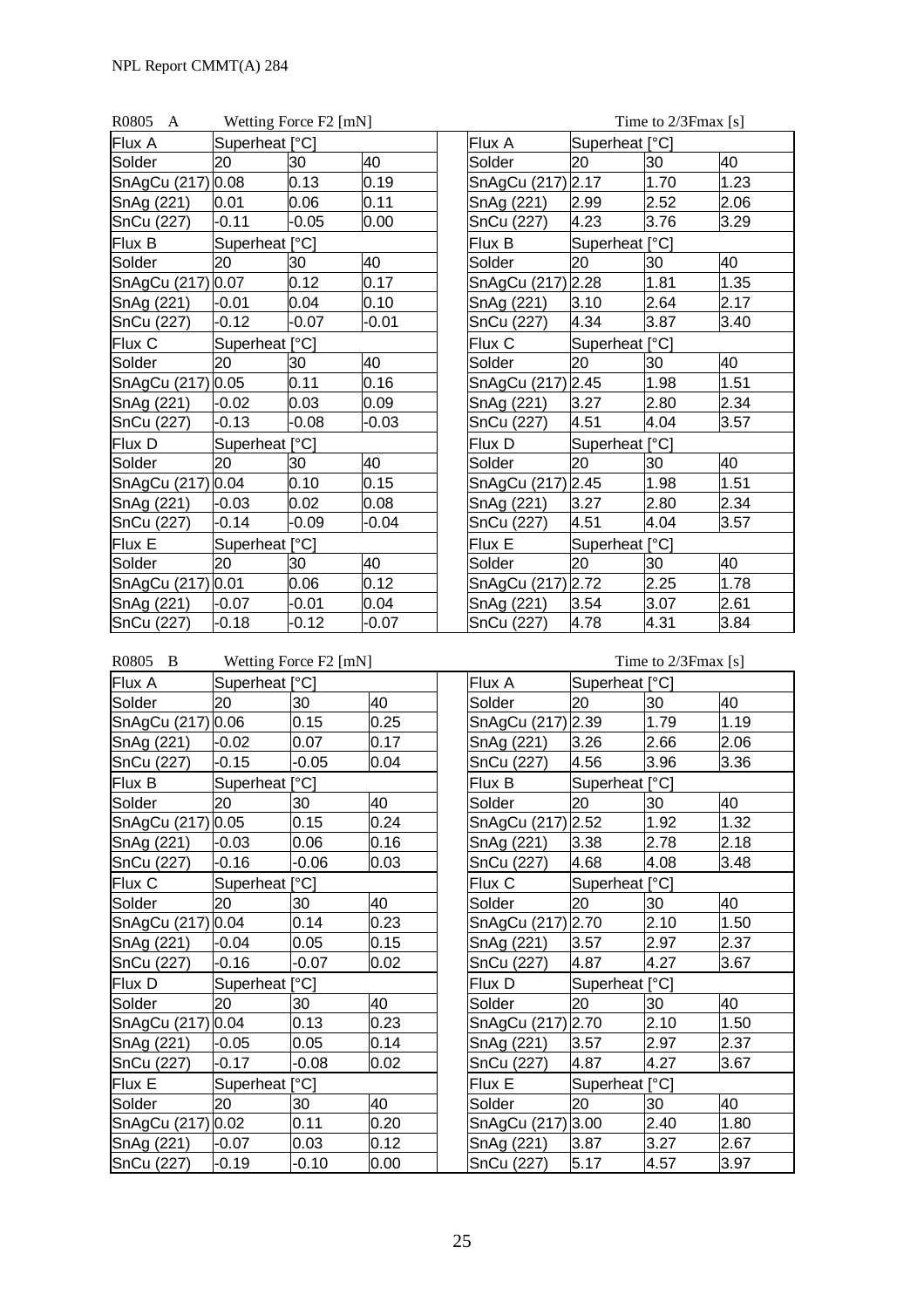R0805 A Wetting Force F2 [mN]

| Flux A | Superheat [°C] | | |
|---|---|---|---|
| Solder | 20 | 30 | 40 |
| SnAgCu (217) | 0.08 | 0.13 | 0.19 |
| SnAg (221) | 0.01 | 0.06 | 0.11 |
| SnCu (227) | -0.11 | -0.05 | 0.00 |
| Flux B | Superheat [°C] | | |
| Solder | 20 | 30 | 40 |
| SnAgCu (217) | 0.07 | 0.12 | 0.17 |
| SnAg (221) | -0.01 | 0.04 | 0.10 |
| SnCu (227) | -0.12 | -0.07 | -0.01 |
| Flux C | Superheat [°C] | | |
| Solder | 20 | 30 | 40 |
| SnAgCu (217) | 0.05 | 0.11 | 0.16 |
| SnAg (221) | -0.02 | 0.03 | 0.09 |
| SnCu (227) | -0.13 | -0.08 | -0.03 |
| Flux D | Superheat [°C] | | |
| Solder | 20 | 30 | 40 |
| SnAgCu (217) | 0.04 | 0.10 | 0.15 |
| SnAg (221) | -0.03 | 0.02 | 0.08 |
| SnCu (227) | -0.14 | -0.09 | -0.04 |
| Flux E | Superheat [°C] | | |
| Solder | 20 | 30 | 40 |
| SnAgCu (217) | 0.01 | 0.06 | 0.12 |
| SnAg (221) | -0.07 | -0.01 | 0.04 |
| SnCu (227) | -0.18 | -0.12 | -0.07 |

Time to 2/3Fmax [s]

| Flux A | Superheat [°C] | | |
|---|---|---|---|
| Solder | 20 | 30 | 40 |
| SnAgCu (217) | 2.17 | 1.70 | 1.23 |
| SnAg (221) | 2.99 | 2.52 | 2.06 |
| SnCu (227) | 4.23 | 3.76 | 3.29 |
| Flux B | Superheat [°C] | | |
| Solder | 20 | 30 | 40 |
| SnAgCu (217) | 2.28 | 1.81 | 1.35 |
| SnAg (221) | 3.10 | 2.64 | 2.17 |
| SnCu (227) | 4.34 | 3.87 | 3.40 |
| Flux C | Superheat [°C] | | |
| Solder | 20 | 30 | 40 |
| SnAgCu (217) | 2.45 | 1.98 | 1.51 |
| SnAg (221) | 3.27 | 2.80 | 2.34 |
| SnCu (227) | 4.51 | 4.04 | 3.57 |
| Flux D | Superheat [°C] | | |
| Solder | 20 | 30 | 40 |
| SnAgCu (217) | 2.45 | 1.98 | 1.51 |
| SnAg (221) | 3.27 | 2.80 | 2.34 |
| SnCu (227) | 4.51 | 4.04 | 3.57 |
| Flux E | Superheat [°C] | | |
| Solder | 20 | 30 | 40 |
| SnAgCu (217) | 2.72 | 2.25 | 1.78 |
| SnAg (221) | 3.54 | 3.07 | 2.61 |
| SnCu (227) | 4.78 | 4.31 | 3.84 |

R0805 B Wetting Force F2 [mN]

| Flux A | Superheat [°C] | | |
|---|---|---|---|
| Solder | 20 | 30 | 40 |
| SnAgCu (217) | 0.06 | 0.15 | 0.25 |
| SnAg (221) | -0.02 | 0.07 | 0.17 |
| SnCu (227) | -0.15 | -0.05 | 0.04 |
| Flux B | Superheat [°C] | | |
| Solder | 20 | 30 | 40 |
| SnAgCu (217) | 0.05 | 0.15 | 0.24 |
| SnAg (221) | -0.03 | 0.06 | 0.16 |
| SnCu (227) | -0.16 | -0.06 | 0.03 |
| Flux C | Superheat [°C] | | |
| Solder | 20 | 30 | 40 |
| SnAgCu (217) | 0.04 | 0.14 | 0.23 |
| SnAg (221) | -0.04 | 0.05 | 0.15 |
| SnCu (227) | -0.16 | -0.07 | 0.02 |
| Flux D | Superheat [°C] | | |
| Solder | 20 | 30 | 40 |
| SnAgCu (217) | 0.04 | 0.13 | 0.23 |
| SnAg (221) | -0.05 | 0.05 | 0.14 |
| SnCu (227) | -0.17 | -0.08 | 0.02 |
| Flux E | Superheat [°C] | | |
| Solder | 20 | 30 | 40 |
| SnAgCu (217) | 0.02 | 0.11 | 0.20 |
| SnAg (221) | -0.07 | 0.03 | 0.12 |
| SnCu (227) | -0.19 | -0.10 | 0.00 |

Time to 2/3Fmax [s]

| Flux A | Superheat [°C] | | |
|---|---|---|---|
| Solder | 20 | 30 | 40 |
| SnAgCu (217) | 2.39 | 1.79 | 1.19 |
| SnAg (221) | 3.26 | 2.66 | 2.06 |
| SnCu (227) | 4.56 | 3.96 | 3.36 |
| Flux B | Superheat [°C] | | |
| Solder | 20 | 30 | 40 |
| SnAgCu (217) | 2.52 | 1.92 | 1.32 |
| SnAg (221) | 3.38 | 2.78 | 2.18 |
| SnCu (227) | 4.68 | 4.08 | 3.48 |
| Flux C | Superheat [°C] | | |
| Solder | 20 | 30 | 40 |
| SnAgCu (217) | 2.70 | 2.10 | 1.50 |
| SnAg (221) | 3.57 | 2.97 | 2.37 |
| SnCu (227) | 4.87 | 4.27 | 3.67 |
| Flux D | Superheat [°C] | | |
| Solder | 20 | 30 | 40 |
| SnAgCu (217) | 2.70 | 2.10 | 1.50 |
| SnAg (221) | 3.57 | 2.97 | 2.37 |
| SnCu (227) | 4.87 | 4.27 | 3.67 |
| Flux E | Superheat [°C] | | |
| Solder | 20 | 30 | 40 |
| SnAgCu (217) | 3.00 | 2.40 | 1.80 |
| SnAg (221) | 3.87 | 3.27 | 2.67 |
| SnCu (227) | 5.17 | 4.57 | 3.97 |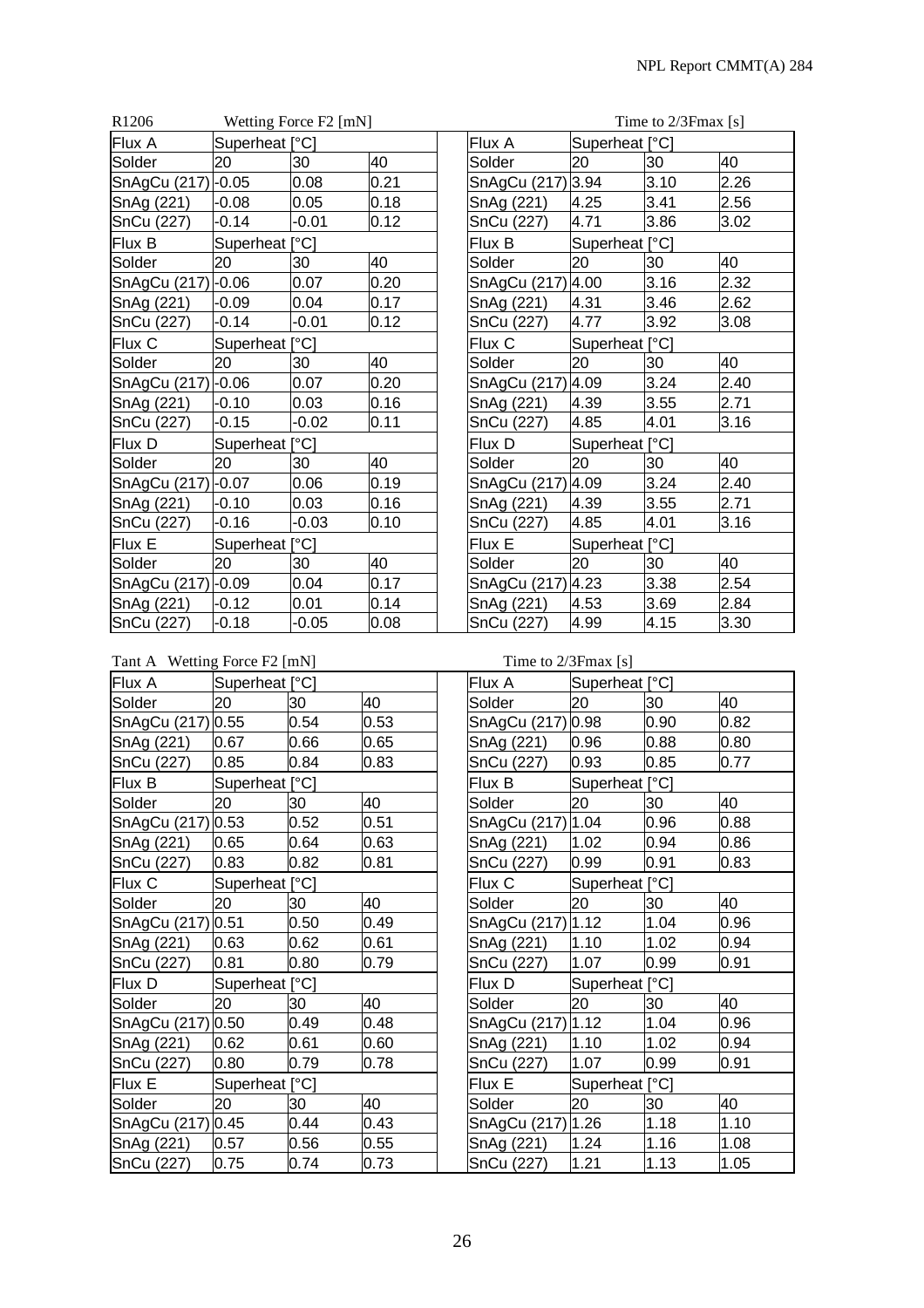R1206 Wetting Force F2 [mN]

| Flux A | Superheat [°C] | | |
|---|---|---|---|
| Solder | 20 | 30 | 40 |
| SnAgCu (217) | -0.05 | 0.08 | 0.21 |
| SnAg (221) | -0.08 | 0.05 | 0.18 |
| SnCu (227) | -0.14 | -0.01 | 0.12 |
| **Flux B** | **Superheat [°C]** | | |
| Solder | 20 | 30 | 40 |
| SnAgCu (217) | -0.06 | 0.07 | 0.20 |
| SnAg (221) | -0.09 | 0.04 | 0.17 |
| SnCu (227) | -0.14 | -0.01 | 0.12 |
| **Flux C** | **Superheat [°C]** | | |
| Solder | 20 | 30 | 40 |
| SnAgCu (217) | -0.06 | 0.07 | 0.20 |
| SnAg (221) | -0.10 | 0.03 | 0.16 |
| SnCu (227) | -0.15 | -0.02 | 0.11 |
| **Flux D** | **Superheat [°C]** | | |
| Solder | 20 | 30 | 40 |
| SnAgCu (217) | -0.07 | 0.06 | 0.19 |
| SnAg (221) | -0.10 | 0.03 | 0.16 |
| SnCu (227) | -0.16 | -0.03 | 0.10 |
| **Flux E** | **Superheat [°C]** | | |
| Solder | 20 | 30 | 40 |
| SnAgCu (217) | -0.09 | 0.04 | 0.17 |
| SnAg (221) | -0.12 | 0.01 | 0.14 |
| SnCu (227) | -0.18 | -0.05 | 0.08 |

R1206 Time to 2/3Fmax [s]

| Flux A | Superheat [°C] | | |
|---|---|---|---|
| Solder | 20 | 30 | 40 |
| SnAgCu (217) | 3.94 | 3.10 | 2.26 |
| SnAg (221) | 4.25 | 3.41 | 2.56 |
| SnCu (227) | 4.71 | 3.86 | 3.02 |
| **Flux B** | **Superheat [°C]** | | |
| Solder | 20 | 30 | 40 |
| SnAgCu (217) | 4.00 | 3.16 | 2.32 |
| SnAg (221) | 4.31 | 3.46 | 2.62 |
| SnCu (227) | 4.77 | 3.92 | 3.08 |
| **Flux C** | **Superheat [°C]** | | |
| Solder | 20 | 30 | 40 |
| SnAgCu (217) | 4.09 | 3.24 | 2.40 |
| SnAg (221) | 4.39 | 3.55 | 2.71 |
| SnCu (227) | 4.85 | 4.01 | 3.16 |
| **Flux D** | **Superheat [°C]** | | |
| Solder | 20 | 30 | 40 |
| SnAgCu (217) | 4.09 | 3.24 | 2.40 |
| SnAg (221) | 4.39 | 3.55 | 2.71 |
| SnCu (227) | 4.85 | 4.01 | 3.16 |
| **Flux E** | **Superheat [°C]** | | |
| Solder | 20 | 30 | 40 |
| SnAgCu (217) | 4.23 | 3.38 | 2.54 |
| SnAg (221) | 4.53 | 3.69 | 2.84 |
| SnCu (227) | 4.99 | 4.15 | 3.30 |

Tant A Wetting Force F2 [mN]

| Flux A | Superheat [°C] | | |
|---|---|---|---|
| Solder | 20 | 30 | 40 |
| SnAgCu (217) | 0.55 | 0.54 | 0.53 |
| SnAg (221) | 0.67 | 0.66 | 0.65 |
| SnCu (227) | 0.85 | 0.84 | 0.83 |
| **Flux B** | **Superheat [°C]** | | |
| Solder | 20 | 30 | 40 |
| SnAgCu (217) | 0.53 | 0.52 | 0.51 |
| SnAg (221) | 0.65 | 0.64 | 0.63 |
| SnCu (227) | 0.83 | 0.82 | 0.81 |
| **Flux C** | **Superheat [°C]** | | |
| Solder | 20 | 30 | 40 |
| SnAgCu (217) | 0.51 | 0.50 | 0.49 |
| SnAg (221) | 0.63 | 0.62 | 0.61 |
| SnCu (227) | 0.81 | 0.80 | 0.79 |
| **Flux D** | **Superheat [°C]** | | |
| Solder | 20 | 30 | 40 |
| SnAgCu (217) | 0.50 | 0.49 | 0.48 |
| SnAg (221) | 0.62 | 0.61 | 0.60 |
| SnCu (227) | 0.80 | 0.79 | 0.78 |
| **Flux E** | **Superheat [°C]** | | |
| Solder | 20 | 30 | 40 |
| SnAgCu (217) | 0.45 | 0.44 | 0.43 |
| SnAg (221) | 0.57 | 0.56 | 0.55 |
| SnCu (227) | 0.75 | 0.74 | 0.73 |

Tant A Time to 2/3Fmax [s]

| Flux A | Superheat [°C] | | |
|---|---|---|---|
| Solder | 20 | 30 | 40 |
| SnAgCu (217) | 0.98 | 0.90 | 0.82 |
| SnAg (221) | 0.96 | 0.88 | 0.80 |
| SnCu (227) | 0.93 | 0.85 | 0.77 |
| **Flux B** | **Superheat [°C]** | | |
| Solder | 20 | 30 | 40 |
| SnAgCu (217) | 1.04 | 0.96 | 0.88 |
| SnAg (221) | 1.02 | 0.94 | 0.86 |
| SnCu (227) | 0.99 | 0.91 | 0.83 |
| **Flux C** | **Superheat [°C]** | | |
| Solder | 20 | 30 | 40 |
| SnAgCu (217) | 1.12 | 1.04 | 0.96 |
| SnAg (221) | 1.10 | 1.02 | 0.94 |
| SnCu (227) | 1.07 | 0.99 | 0.91 |
| **Flux D** | **Superheat [°C]** | | |
| Solder | 20 | 30 | 40 |
| SnAgCu (217) | 1.12 | 1.04 | 0.96 |
| SnAg (221) | 1.10 | 1.02 | 0.94 |
| SnCu (227) | 1.07 | 0.99 | 0.91 |
| **Flux E** | **Superheat [°C]** | | |
| Solder | 20 | 30 | 40 |
| SnAgCu (217) | 1.26 | 1.18 | 1.10 |
| SnAg (221) | 1.24 | 1.16 | 1.08 |
| SnCu (227) | 1.21 | 1.13 | 1.05 |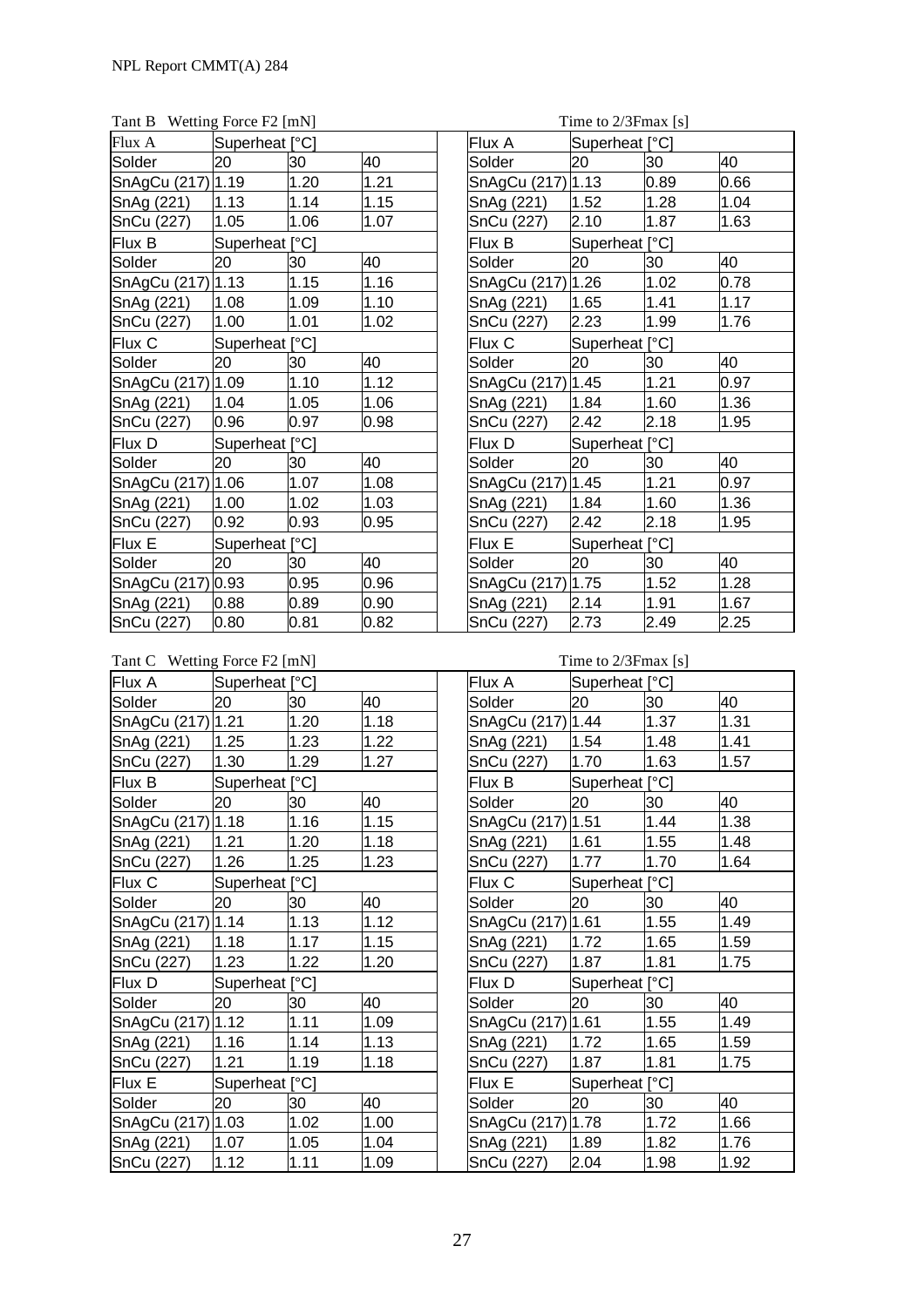Tant B Wetting Force F2 [mN]

| Flux A | Superheat [°C] | | |
|---|---|---|---|
| Solder | 20 | 30 | 40 |
| SnAgCu (217) | 1.19 | 1.20 | 1.21 |
| SnAg (221) | 1.13 | 1.14 | 1.15 |
| SnCu (227) | 1.05 | 1.06 | 1.07 |
| **Flux B** | **Superheat [°C]** | | |
| Solder | 20 | 30 | 40 |
| SnAgCu (217) | 1.13 | 1.15 | 1.16 |
| SnAg (221) | 1.08 | 1.09 | 1.10 |
| SnCu (227) | 1.00 | 1.01 | 1.02 |
| **Flux C** | **Superheat [°C]** | | |
| Solder | 20 | 30 | 40 |
| SnAgCu (217) | 1.09 | 1.10 | 1.12 |
| SnAg (221) | 1.04 | 1.05 | 1.06 |
| SnCu (227) | 0.96 | 0.97 | 0.98 |
| **Flux D** | **Superheat [°C]** | | |
| Solder | 20 | 30 | 40 |
| SnAgCu (217) | 1.06 | 1.07 | 1.08 |
| SnAg (221) | 1.00 | 1.02 | 1.03 |
| SnCu (227) | 0.92 | 0.93 | 0.95 |
| **Flux E** | **Superheat [°C]** | | |
| Solder | 20 | 30 | 40 |
| SnAgCu (217) | 0.93 | 0.95 | 0.96 |
| SnAg (221) | 0.88 | 0.89 | 0.90 |
| SnCu (227) | 0.80 | 0.81 | 0.82 |

Time to 2/3Fmax [s]

| Flux A | Superheat [°C] | | |
|---|---|---|---|
| Solder | 20 | 30 | 40 |
| SnAgCu (217) | 1.13 | 0.89 | 0.66 |
| SnAg (221) | 1.52 | 1.28 | 1.04 |
| SnCu (227) | 2.10 | 1.87 | 1.63 |
| **Flux B** | **Superheat [°C]** | | |
| Solder | 20 | 30 | 40 |
| SnAgCu (217) | 1.26 | 1.02 | 0.78 |
| SnAg (221) | 1.65 | 1.41 | 1.17 |
| SnCu (227) | 2.23 | 1.99 | 1.76 |
| **Flux C** | **Superheat [°C]** | | |
| Solder | 20 | 30 | 40 |
| SnAgCu (217) | 1.45 | 1.21 | 0.97 |
| SnAg (221) | 1.84 | 1.60 | 1.36 |
| SnCu (227) | 2.42 | 2.18 | 1.95 |
| **Flux D** | **Superheat [°C]** | | |
| Solder | 20 | 30 | 40 |
| SnAgCu (217) | 1.45 | 1.21 | 0.97 |
| SnAg (221) | 1.84 | 1.60 | 1.36 |
| SnCu (227) | 2.42 | 2.18 | 1.95 |
| **Flux E** | **Superheat [°C]** | | |
| Solder | 20 | 30 | 40 |
| SnAgCu (217) | 1.75 | 1.52 | 1.28 |
| SnAg (221) | 2.14 | 1.91 | 1.67 |
| SnCu (227) | 2.73 | 2.49 | 2.25 |

Tant C Wetting Force F2 [mN]

| Flux A | Superheat [°C] | | |
|---|---|---|---|
| Solder | 20 | 30 | 40 |
| SnAgCu (217) | 1.21 | 1.20 | 1.18 |
| SnAg (221) | 1.25 | 1.23 | 1.22 |
| SnCu (227) | 1.30 | 1.29 | 1.27 |
| **Flux B** | **Superheat [°C]** | | |
| Solder | 20 | 30 | 40 |
| SnAgCu (217) | 1.18 | 1.16 | 1.15 |
| SnAg (221) | 1.21 | 1.20 | 1.18 |
| SnCu (227) | 1.26 | 1.25 | 1.23 |
| **Flux C** | **Superheat [°C]** | | |
| Solder | 20 | 30 | 40 |
| SnAgCu (217) | 1.14 | 1.13 | 1.12 |
| SnAg (221) | 1.18 | 1.17 | 1.15 |
| SnCu (227) | 1.23 | 1.22 | 1.20 |
| **Flux D** | **Superheat [°C]** | | |
| Solder | 20 | 30 | 40 |
| SnAgCu (217) | 1.12 | 1.11 | 1.09 |
| SnAg (221) | 1.16 | 1.14 | 1.13 |
| SnCu (227) | 1.21 | 1.19 | 1.18 |
| **Flux E** | **Superheat [°C]** | | |
| Solder | 20 | 30 | 40 |
| SnAgCu (217) | 1.03 | 1.02 | 1.00 |
| SnAg (221) | 1.07 | 1.05 | 1.04 |
| SnCu (227) | 1.12 | 1.11 | 1.09 |

Time to 2/3Fmax [s]

| Flux A | Superheat [°C] | | |
|---|---|---|---|
| Solder | 20 | 30 | 40 |
| SnAgCu (217) | 1.44 | 1.37 | 1.31 |
| SnAg (221) | 1.54 | 1.48 | 1.41 |
| SnCu (227) | 1.70 | 1.63 | 1.57 |
| **Flux B** | **Superheat [°C]** | | |
| Solder | 20 | 30 | 40 |
| SnAgCu (217) | 1.51 | 1.44 | 1.38 |
| SnAg (221) | 1.61 | 1.55 | 1.48 |
| SnCu (227) | 1.77 | 1.70 | 1.64 |
| **Flux C** | **Superheat [°C]** | | |
| Solder | 20 | 30 | 40 |
| SnAgCu (217) | 1.61 | 1.55 | 1.49 |
| SnAg (221) | 1.72 | 1.65 | 1.59 |
| SnCu (227) | 1.87 | 1.81 | 1.75 |
| **Flux D** | **Superheat [°C]** | | |
| Solder | 20 | 30 | 40 |
| SnAgCu (217) | 1.61 | 1.55 | 1.49 |
| SnAg (221) | 1.72 | 1.65 | 1.59 |
| SnCu (227) | 1.87 | 1.81 | 1.75 |
| **Flux E** | **Superheat [°C]** | | |
| Solder | 20 | 30 | 40 |
| SnAgCu (217) | 1.78 | 1.72 | 1.66 |
| SnAg (221) | 1.89 | 1.82 | 1.76 |
| SnCu (227) | 2.04 | 1.98 | 1.92 |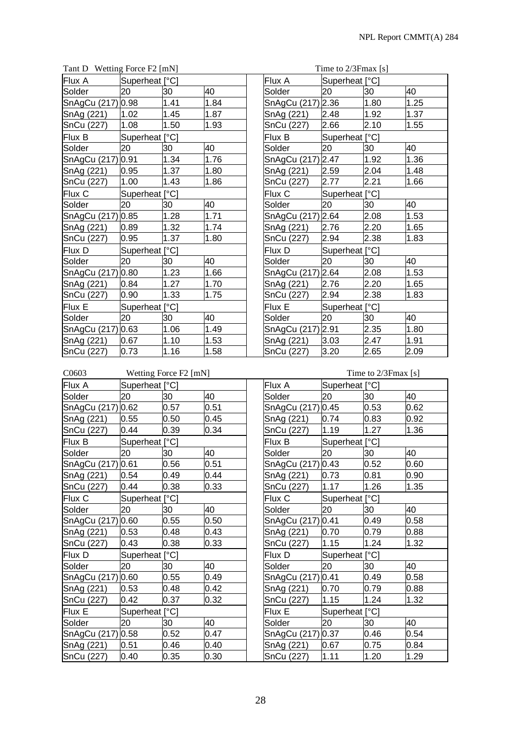Tant D Wetting Force F2 [mN]

| Flux A | Superheat [°C] | | |
|---|---|---|---|
| Solder | 20 | 30 | 40 |
| SnAgCu (217) | 0.98 | 1.41 | 1.84 |
| SnAg (221) | 1.02 | 1.45 | 1.87 |
| SnCu (227) | 1.08 | 1.50 | 1.93 |
| **Flux B** | **Superheat [°C]** | | |
| Solder | 20 | 30 | 40 |
| SnAgCu (217) | 0.91 | 1.34 | 1.76 |
| SnAg (221) | 0.95 | 1.37 | 1.80 |
| SnCu (227) | 1.00 | 1.43 | 1.86 |
| **Flux C** | **Superheat [°C]** | | |
| Solder | 20 | 30 | 40 |
| SnAgCu (217) | 0.85 | 1.28 | 1.71 |
| SnAg (221) | 0.89 | 1.32 | 1.74 |
| SnCu (227) | 0.95 | 1.37 | 1.80 |
| **Flux D** | **Superheat [°C]** | | |
| Solder | 20 | 30 | 40 |
| SnAgCu (217) | 0.80 | 1.23 | 1.66 |
| SnAg (221) | 0.84 | 1.27 | 1.70 |
| SnCu (227) | 0.90 | 1.33 | 1.75 |
| **Flux E** | **Superheat [°C]** | | |
| Solder | 20 | 30 | 40 |
| SnAgCu (217) | 0.63 | 1.06 | 1.49 |
| SnAg (221) | 0.67 | 1.10 | 1.53 |
| SnCu (227) | 0.73 | 1.16 | 1.58 |

Time to 2/3Fmax [s]

| Flux A | Superheat [°C] | | |
|---|---|---|---|
| Solder | 20 | 30 | 40 |
| SnAgCu (217) | 2.36 | 1.80 | 1.25 |
| SnAg (221) | 2.48 | 1.92 | 1.37 |
| SnCu (227) | 2.66 | 2.10 | 1.55 |
| **Flux B** | **Superheat [°C]** | | |
| Solder | 20 | 30 | 40 |
| SnAgCu (217) | 2.47 | 1.92 | 1.36 |
| SnAg (221) | 2.59 | 2.04 | 1.48 |
| SnCu (227) | 2.77 | 2.21 | 1.66 |
| **Flux C** | **Superheat [°C]** | | |
| Solder | 20 | 30 | 40 |
| SnAgCu (217) | 2.64 | 2.08 | 1.53 |
| SnAg (221) | 2.76 | 2.20 | 1.65 |
| SnCu (227) | 2.94 | 2.38 | 1.83 |
| **Flux D** | **Superheat [°C]** | | |
| Solder | 20 | 30 | 40 |
| SnAgCu (217) | 2.64 | 2.08 | 1.53 |
| SnAg (221) | 2.76 | 2.20 | 1.65 |
| SnCu (227) | 2.94 | 2.38 | 1.83 |
| **Flux E** | **Superheat [°C]** | | |
| Solder | 20 | 30 | 40 |
| SnAgCu (217) | 2.91 | 2.35 | 1.80 |
| SnAg (221) | 3.03 | 2.47 | 1.91 |
| SnCu (227) | 3.20 | 2.65 | 2.09 |

C0603 Wetting Force F2 [mN]

| Flux A | Superheat [°C] | | |
|---|---|---|---|
| Solder | 20 | 30 | 40 |
| SnAgCu (217) | 0.62 | 0.57 | 0.51 |
| SnAg (221) | 0.55 | 0.50 | 0.45 |
| SnCu (227) | 0.44 | 0.39 | 0.34 |
| **Flux B** | **Superheat [°C]** | | |
| Solder | 20 | 30 | 40 |
| SnAgCu (217) | 0.61 | 0.56 | 0.51 |
| SnAg (221) | 0.54 | 0.49 | 0.44 |
| SnCu (227) | 0.44 | 0.38 | 0.33 |
| **Flux C** | **Superheat [°C]** | | |
| Solder | 20 | 30 | 40 |
| SnAgCu (217) | 0.60 | 0.55 | 0.50 |
| SnAg (221) | 0.53 | 0.48 | 0.43 |
| SnCu (227) | 0.43 | 0.38 | 0.33 |
| **Flux D** | **Superheat [°C]** | | |
| Solder | 20 | 30 | 40 |
| SnAgCu (217) | 0.60 | 0.55 | 0.49 |
| SnAg (221) | 0.53 | 0.48 | 0.42 |
| SnCu (227) | 0.42 | 0.37 | 0.32 |
| **Flux E** | **Superheat [°C]** | | |
| Solder | 20 | 30 | 40 |
| SnAgCu (217) | 0.58 | 0.52 | 0.47 |
| SnAg (221) | 0.51 | 0.46 | 0.40 |
| SnCu (227) | 0.40 | 0.35 | 0.30 |

Time to 2/3Fmax [s]

| Flux A | Superheat [°C] | | |
|---|---|---|---|
| Solder | 20 | 30 | 40 |
| SnAgCu (217) | 0.45 | 0.53 | 0.62 |
| SnAg (221) | 0.74 | 0.83 | 0.92 |
| SnCu (227) | 1.19 | 1.27 | 1.36 |
| **Flux B** | **Superheat [°C]** | | |
| Solder | 20 | 30 | 40 |
| SnAgCu (217) | 0.43 | 0.52 | 0.60 |
| SnAg (221) | 0.73 | 0.81 | 0.90 |
| SnCu (227) | 1.17 | 1.26 | 1.35 |
| **Flux C** | **Superheat [°C]** | | |
| Solder | 20 | 30 | 40 |
| SnAgCu (217) | 0.41 | 0.49 | 0.58 |
| SnAg (221) | 0.70 | 0.79 | 0.88 |
| SnCu (227) | 1.15 | 1.24 | 1.32 |
| **Flux D** | **Superheat [°C]** | | |
| Solder | 20 | 30 | 40 |
| SnAgCu (217) | 0.41 | 0.49 | 0.58 |
| SnAg (221) | 0.70 | 0.79 | 0.88 |
| SnCu (227) | 1.15 | 1.24 | 1.32 |
| **Flux E** | **Superheat [°C]** | | |
| Solder | 20 | 30 | 40 |
| SnAgCu (217) | 0.37 | 0.46 | 0.54 |
| SnAg (221) | 0.67 | 0.75 | 0.84 |
| SnCu (227) | 1.11 | 1.20 | 1.29 |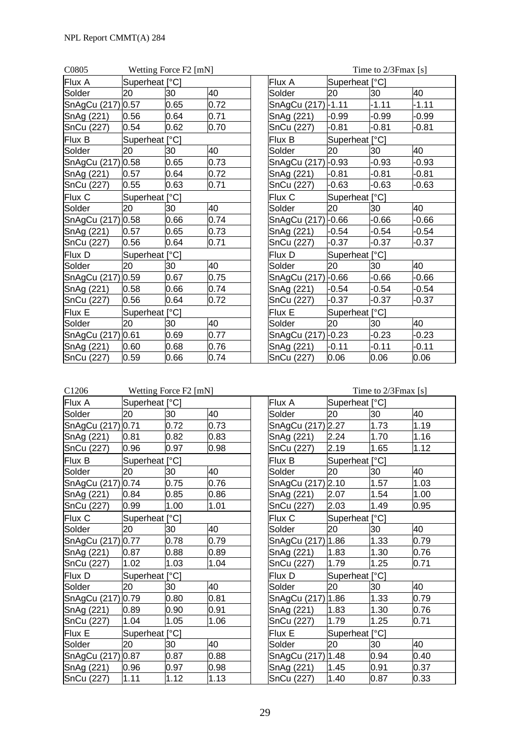C0805 Wetting Force F2 [mN]

| Flux A | Superheat [°C] | | |
|---|---|---|---|
| Solder | 20 | 30 | 40 |
| SnAgCu (217) | 0.57 | 0.65 | 0.72 |
| SnAg (221) | 0.56 | 0.64 | 0.71 |
| SnCu (227) | 0.54 | 0.62 | 0.70 |
| **Flux B** | **Superheat [°C]** | | |
| Solder | 20 | 30 | 40 |
| SnAgCu (217) | 0.58 | 0.65 | 0.73 |
| SnAg (221) | 0.57 | 0.64 | 0.72 |
| SnCu (227) | 0.55 | 0.63 | 0.71 |
| **Flux C** | **Superheat [°C]** | | |
| Solder | 20 | 30 | 40 |
| SnAgCu (217) | 0.58 | 0.66 | 0.74 |
| SnAg (221) | 0.57 | 0.65 | 0.73 |
| SnCu (227) | 0.56 | 0.64 | 0.71 |
| **Flux D** | **Superheat [°C]** | | |
| Solder | 20 | 30 | 40 |
| SnAgCu (217) | 0.59 | 0.67 | 0.75 |
| SnAg (221) | 0.58 | 0.66 | 0.74 |
| SnCu (227) | 0.56 | 0.64 | 0.72 |
| **Flux E** | **Superheat [°C]** | | |
| Solder | 20 | 30 | 40 |
| SnAgCu (217) | 0.61 | 0.69 | 0.77 |
| SnAg (221) | 0.60 | 0.68 | 0.76 |
| SnCu (227) | 0.59 | 0.66 | 0.74 |

Time to 2/3Fmax [s]

| Flux A | Superheat [°C] | | |
|---|---|---|---|
| Solder | 20 | 30 | 40 |
| SnAgCu (217) | -1.11 | -1.11 | -1.11 |
| SnAg (221) | -0.99 | -0.99 | -0.99 |
| SnCu (227) | -0.81 | -0.81 | -0.81 |
| **Flux B** | **Superheat [°C]** | | |
| Solder | 20 | 30 | 40 |
| SnAgCu (217) | -0.93 | -0.93 | -0.93 |
| SnAg (221) | -0.81 | -0.81 | -0.81 |
| SnCu (227) | -0.63 | -0.63 | -0.63 |
| **Flux C** | **Superheat [°C]** | | |
| Solder | 20 | 30 | 40 |
| SnAgCu (217) | -0.66 | -0.66 | -0.66 |
| SnAg (221) | -0.54 | -0.54 | -0.54 |
| SnCu (227) | -0.37 | -0.37 | -0.37 |
| **Flux D** | **Superheat [°C]** | | |
| Solder | 20 | 30 | 40 |
| SnAgCu (217) | -0.66 | -0.66 | -0.66 |
| SnAg (221) | -0.54 | -0.54 | -0.54 |
| SnCu (227) | -0.37 | -0.37 | -0.37 |
| **Flux E** | **Superheat [°C]** | | |
| Solder | 20 | 30 | 40 |
| SnAgCu (217) | -0.23 | -0.23 | -0.23 |
| SnAg (221) | -0.11 | -0.11 | -0.11 |
| SnCu (227) | 0.06 | 0.06 | 0.06 |

C1206 Wetting Force F2 [mN]

| Flux A | Superheat [°C] | | |
|---|---|---|---|
| Solder | 20 | 30 | 40 |
| SnAgCu (217) | 0.71 | 0.72 | 0.73 |
| SnAg (221) | 0.81 | 0.82 | 0.83 |
| SnCu (227) | 0.96 | 0.97 | 0.98 |
| **Flux B** | **Superheat [°C]** | | |
| Solder | 20 | 30 | 40 |
| SnAgCu (217) | 0.74 | 0.75 | 0.76 |
| SnAg (221) | 0.84 | 0.85 | 0.86 |
| SnCu (227) | 0.99 | 1.00 | 1.01 |
| **Flux C** | **Superheat [°C]** | | |
| Solder | 20 | 30 | 40 |
| SnAgCu (217) | 0.77 | 0.78 | 0.79 |
| SnAg (221) | 0.87 | 0.88 | 0.89 |
| SnCu (227) | 1.02 | 1.03 | 1.04 |
| **Flux D** | **Superheat [°C]** | | |
| Solder | 20 | 30 | 40 |
| SnAgCu (217) | 0.79 | 0.80 | 0.81 |
| SnAg (221) | 0.89 | 0.90 | 0.91 |
| SnCu (227) | 1.04 | 1.05 | 1.06 |
| **Flux E** | **Superheat [°C]** | | |
| Solder | 20 | 30 | 40 |
| SnAgCu (217) | 0.87 | 0.87 | 0.88 |
| SnAg (221) | 0.96 | 0.97 | 0.98 |
| SnCu (227) | 1.11 | 1.12 | 1.13 |

Time to 2/3Fmax [s]

| Flux A | Superheat [°C] | | |
|---|---|---|---|
| Solder | 20 | 30 | 40 |
| SnAgCu (217) | 2.27 | 1.73 | 1.19 |
| SnAg (221) | 2.24 | 1.70 | 1.16 |
| SnCu (227) | 2.19 | 1.65 | 1.12 |
| **Flux B** | **Superheat [°C]** | | |
| Solder | 20 | 30 | 40 |
| SnAgCu (217) | 2.10 | 1.57 | 1.03 |
| SnAg (221) | 2.07 | 1.54 | 1.00 |
| SnCu (227) | 2.03 | 1.49 | 0.95 |
| **Flux C** | **Superheat [°C]** | | |
| Solder | 20 | 30 | 40 |
| SnAgCu (217) | 1.86 | 1.33 | 0.79 |
| SnAg (221) | 1.83 | 1.30 | 0.76 |
| SnCu (227) | 1.79 | 1.25 | 0.71 |
| **Flux D** | **Superheat [°C]** | | |
| Solder | 20 | 30 | 40 |
| SnAgCu (217) | 1.86 | 1.33 | 0.79 |
| SnAg (221) | 1.83 | 1.30 | 0.76 |
| SnCu (227) | 1.79 | 1.25 | 0.71 |
| **Flux E** | **Superheat [°C]** | | |
| Solder | 20 | 30 | 40 |
| SnAgCu (217) | 1.48 | 0.94 | 0.40 |
| SnAg (221) | 1.45 | 0.91 | 0.37 |
| SnCu (227) | 1.40 | 0.87 | 0.33 |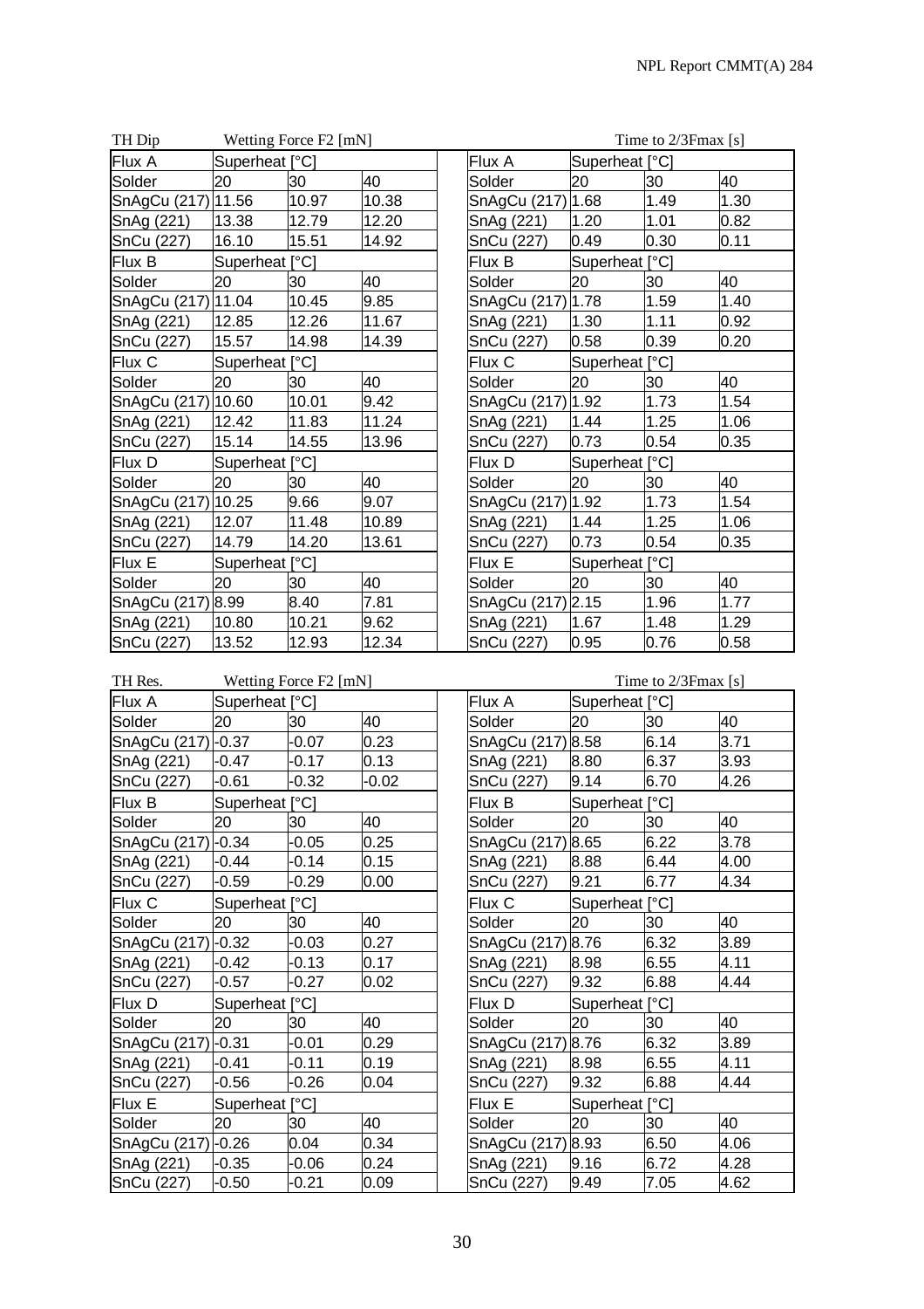**TH Dip — Wetting Force F2 [mN]**

| Flux A | Superheat [°C] | | |
|---|---|---|---|
| Solder | 20 | 30 | 40 |
| SnAgCu (217) | 11.56 | 10.97 | 10.38 |
| SnAg (221) | 13.38 | 12.79 | 12.20 |
| SnCu (227) | 16.10 | 15.51 | 14.92 |
| **Flux B** | Superheat [°C] | | |
| Solder | 20 | 30 | 40 |
| SnAgCu (217) | 11.04 | 10.45 | 9.85 |
| SnAg (221) | 12.85 | 12.26 | 11.67 |
| SnCu (227) | 15.57 | 14.98 | 14.39 |
| **Flux C** | Superheat [°C] | | |
| Solder | 20 | 30 | 40 |
| SnAgCu (217) | 10.60 | 10.01 | 9.42 |
| SnAg (221) | 12.42 | 11.83 | 11.24 |
| SnCu (227) | 15.14 | 14.55 | 13.96 |
| **Flux D** | Superheat [°C] | | |
| Solder | 20 | 30 | 40 |
| SnAgCu (217) | 10.25 | 9.66 | 9.07 |
| SnAg (221) | 12.07 | 11.48 | 10.89 |
| SnCu (227) | 14.79 | 14.20 | 13.61 |
| **Flux E** | Superheat [°C] | | |
| Solder | 20 | 30 | 40 |
| SnAgCu (217) | 8.99 | 8.40 | 7.81 |
| SnAg (221) | 10.80 | 10.21 | 9.62 |
| SnCu (227) | 13.52 | 12.93 | 12.34 |

**TH Dip — Time to 2/3Fmax [s]**

| Flux A | Superheat [°C] | | |
|---|---|---|---|
| Solder | 20 | 30 | 40 |
| SnAgCu (217) | 1.68 | 1.49 | 1.30 |
| SnAg (221) | 1.20 | 1.01 | 0.82 |
| SnCu (227) | 0.49 | 0.30 | 0.11 |
| **Flux B** | Superheat [°C] | | |
| Solder | 20 | 30 | 40 |
| SnAgCu (217) | 1.78 | 1.59 | 1.40 |
| SnAg (221) | 1.30 | 1.11 | 0.92 |
| SnCu (227) | 0.58 | 0.39 | 0.20 |
| **Flux C** | Superheat [°C] | | |
| Solder | 20 | 30 | 40 |
| SnAgCu (217) | 1.92 | 1.73 | 1.54 |
| SnAg (221) | 1.44 | 1.25 | 1.06 |
| SnCu (227) | 0.73 | 0.54 | 0.35 |
| **Flux D** | Superheat [°C] | | |
| Solder | 20 | 30 | 40 |
| SnAgCu (217) | 1.92 | 1.73 | 1.54 |
| SnAg (221) | 1.44 | 1.25 | 1.06 |
| SnCu (227) | 0.73 | 0.54 | 0.35 |
| **Flux E** | Superheat [°C] | | |
| Solder | 20 | 30 | 40 |
| SnAgCu (217) | 2.15 | 1.96 | 1.77 |
| SnAg (221) | 1.67 | 1.48 | 1.29 |
| SnCu (227) | 0.95 | 0.76 | 0.58 |

**TH Res. — Wetting Force F2 [mN]**

| Flux A | Superheat [°C] | | |
|---|---|---|---|
| Solder | 20 | 30 | 40 |
| SnAgCu (217) | -0.37 | -0.07 | 0.23 |
| SnAg (221) | -0.47 | -0.17 | 0.13 |
| SnCu (227) | -0.61 | -0.32 | -0.02 |
| **Flux B** | Superheat [°C] | | |
| Solder | 20 | 30 | 40 |
| SnAgCu (217) | -0.34 | -0.05 | 0.25 |
| SnAg (221) | -0.44 | -0.14 | 0.15 |
| SnCu (227) | -0.59 | -0.29 | 0.00 |
| **Flux C** | Superheat [°C] | | |
| Solder | 20 | 30 | 40 |
| SnAgCu (217) | -0.32 | -0.03 | 0.27 |
| SnAg (221) | -0.42 | -0.13 | 0.17 |
| SnCu (227) | -0.57 | -0.27 | 0.02 |
| **Flux D** | Superheat [°C] | | |
| Solder | 20 | 30 | 40 |
| SnAgCu (217) | -0.31 | -0.01 | 0.29 |
| SnAg (221) | -0.41 | -0.11 | 0.19 |
| SnCu (227) | -0.56 | -0.26 | 0.04 |
| **Flux E** | Superheat [°C] | | |
| Solder | 20 | 30 | 40 |
| SnAgCu (217) | -0.26 | 0.04 | 0.34 |
| SnAg (221) | -0.35 | -0.06 | 0.24 |
| SnCu (227) | -0.50 | -0.21 | 0.09 |

**TH Res. — Time to 2/3Fmax [s]**

| Flux A | Superheat [°C] | | |
|---|---|---|---|
| Solder | 20 | 30 | 40 |
| SnAgCu (217) | 8.58 | 6.14 | 3.71 |
| SnAg (221) | 8.80 | 6.37 | 3.93 |
| SnCu (227) | 9.14 | 6.70 | 4.26 |
| **Flux B** | Superheat [°C] | | |
| Solder | 20 | 30 | 40 |
| SnAgCu (217) | 8.65 | 6.22 | 3.78 |
| SnAg (221) | 8.88 | 6.44 | 4.00 |
| SnCu (227) | 9.21 | 6.77 | 4.34 |
| **Flux C** | Superheat [°C] | | |
| Solder | 20 | 30 | 40 |
| SnAgCu (217) | 8.76 | 6.32 | 3.89 |
| SnAg (221) | 8.98 | 6.55 | 4.11 |
| SnCu (227) | 9.32 | 6.88 | 4.44 |
| **Flux D** | Superheat [°C] | | |
| Solder | 20 | 30 | 40 |
| SnAgCu (217) | 8.76 | 6.32 | 3.89 |
| SnAg (221) | 8.98 | 6.55 | 4.11 |
| SnCu (227) | 9.32 | 6.88 | 4.44 |
| **Flux E** | Superheat [°C] | | |
| Solder | 20 | 30 | 40 |
| SnAgCu (217) | 8.93 | 6.50 | 4.06 |
| SnAg (221) | 9.16 | 6.72 | 4.28 |
| SnCu (227) | 9.49 | 7.05 | 4.62 |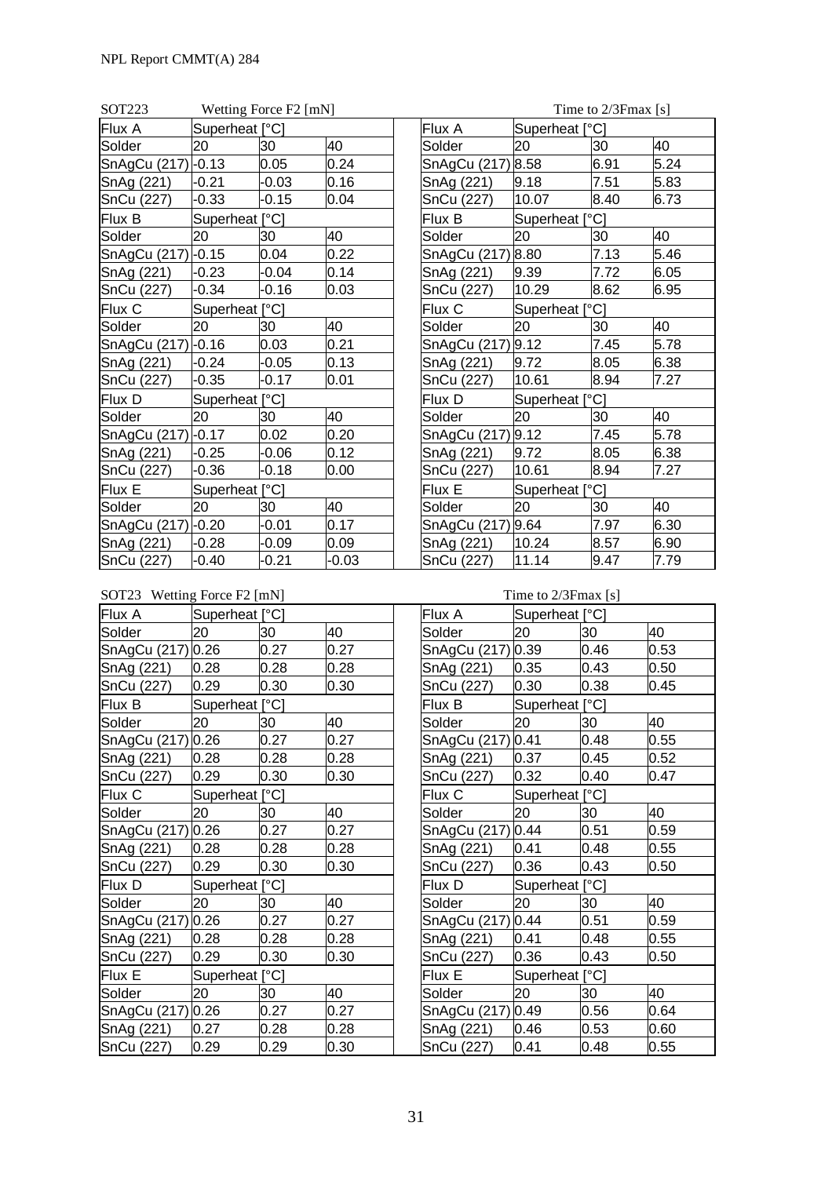SOT223 Wetting Force F2 [mN]

| Flux A | Superheat [°C] | | |
|---|---|---|---|
| Solder | 20 | 30 | 40 |
| SnAgCu (217) | -0.13 | 0.05 | 0.24 |
| SnAg (221) | -0.21 | -0.03 | 0.16 |
| SnCu (227) | -0.33 | -0.15 | 0.04 |
| **Flux B** | **Superheat [°C]** | | |
| Solder | 20 | 30 | 40 |
| SnAgCu (217) | -0.15 | 0.04 | 0.22 |
| SnAg (221) | -0.23 | -0.04 | 0.14 |
| SnCu (227) | -0.34 | -0.16 | 0.03 |
| **Flux C** | **Superheat [°C]** | | |
| Solder | 20 | 30 | 40 |
| SnAgCu (217) | -0.16 | 0.03 | 0.21 |
| SnAg (221) | -0.24 | -0.05 | 0.13 |
| SnCu (227) | -0.35 | -0.17 | 0.01 |
| **Flux D** | **Superheat [°C]** | | |
| Solder | 20 | 30 | 40 |
| SnAgCu (217) | -0.17 | 0.02 | 0.20 |
| SnAg (221) | -0.25 | -0.06 | 0.12 |
| SnCu (227) | -0.36 | -0.18 | 0.00 |
| **Flux E** | **Superheat [°C]** | | |
| Solder | 20 | 30 | 40 |
| SnAgCu (217) | -0.20 | -0.01 | 0.17 |
| SnAg (221) | -0.28 | -0.09 | 0.09 |
| SnCu (227) | -0.40 | -0.21 | -0.03 |

SOT223 Time to 2/3Fmax [s]

| Flux A | Superheat [°C] | | |
|---|---|---|---|
| Solder | 20 | 30 | 40 |
| SnAgCu (217) | 8.58 | 6.91 | 5.24 |
| SnAg (221) | 9.18 | 7.51 | 5.83 |
| SnCu (227) | 10.07 | 8.40 | 6.73 |
| **Flux B** | **Superheat [°C]** | | |
| Solder | 20 | 30 | 40 |
| SnAgCu (217) | 8.80 | 7.13 | 5.46 |
| SnAg (221) | 9.39 | 7.72 | 6.05 |
| SnCu (227) | 10.29 | 8.62 | 6.95 |
| **Flux C** | **Superheat [°C]** | | |
| Solder | 20 | 30 | 40 |
| SnAgCu (217) | 9.12 | 7.45 | 5.78 |
| SnAg (221) | 9.72 | 8.05 | 6.38 |
| SnCu (227) | 10.61 | 8.94 | 7.27 |
| **Flux D** | **Superheat [°C]** | | |
| Solder | 20 | 30 | 40 |
| SnAgCu (217) | 9.12 | 7.45 | 5.78 |
| SnAg (221) | 9.72 | 8.05 | 6.38 |
| SnCu (227) | 10.61 | 8.94 | 7.27 |
| **Flux E** | **Superheat [°C]** | | |
| Solder | 20 | 30 | 40 |
| SnAgCu (217) | 9.64 | 7.97 | 6.30 |
| SnAg (221) | 10.24 | 8.57 | 6.90 |
| SnCu (227) | 11.14 | 9.47 | 7.79 |

SOT23 Wetting Force F2 [mN]

| Flux A | Superheat [°C] | | |
|---|---|---|---|
| Solder | 20 | 30 | 40 |
| SnAgCu (217) | 0.26 | 0.27 | 0.27 |
| SnAg (221) | 0.28 | 0.28 | 0.28 |
| SnCu (227) | 0.29 | 0.30 | 0.30 |
| **Flux B** | **Superheat [°C]** | | |
| Solder | 20 | 30 | 40 |
| SnAgCu (217) | 0.26 | 0.27 | 0.27 |
| SnAg (221) | 0.28 | 0.28 | 0.28 |
| SnCu (227) | 0.29 | 0.30 | 0.30 |
| **Flux C** | **Superheat [°C]** | | |
| Solder | 20 | 30 | 40 |
| SnAgCu (217) | 0.26 | 0.27 | 0.27 |
| SnAg (221) | 0.28 | 0.28 | 0.28 |
| SnCu (227) | 0.29 | 0.30 | 0.30 |
| **Flux D** | **Superheat [°C]** | | |
| Solder | 20 | 30 | 40 |
| SnAgCu (217) | 0.26 | 0.27 | 0.27 |
| SnAg (221) | 0.28 | 0.28 | 0.28 |
| SnCu (227) | 0.29 | 0.30 | 0.30 |
| **Flux E** | **Superheat [°C]** | | |
| Solder | 20 | 30 | 40 |
| SnAgCu (217) | 0.26 | 0.27 | 0.27 |
| SnAg (221) | 0.27 | 0.28 | 0.28 |
| SnCu (227) | 0.29 | 0.29 | 0.30 |

SOT23 Time to 2/3Fmax [s]

| Flux A | Superheat [°C] | | |
|---|---|---|---|
| Solder | 20 | 30 | 40 |
| SnAgCu (217) | 0.39 | 0.46 | 0.53 |
| SnAg (221) | 0.35 | 0.43 | 0.50 |
| SnCu (227) | 0.30 | 0.38 | 0.45 |
| **Flux B** | **Superheat [°C]** | | |
| Solder | 20 | 30 | 40 |
| SnAgCu (217) | 0.41 | 0.48 | 0.55 |
| SnAg (221) | 0.37 | 0.45 | 0.52 |
| SnCu (227) | 0.32 | 0.40 | 0.47 |
| **Flux C** | **Superheat [°C]** | | |
| Solder | 20 | 30 | 40 |
| SnAgCu (217) | 0.44 | 0.51 | 0.59 |
| SnAg (221) | 0.41 | 0.48 | 0.55 |
| SnCu (227) | 0.36 | 0.43 | 0.50 |
| **Flux D** | **Superheat [°C]** | | |
| Solder | 20 | 30 | 40 |
| SnAgCu (217) | 0.44 | 0.51 | 0.59 |
| SnAg (221) | 0.41 | 0.48 | 0.55 |
| SnCu (227) | 0.36 | 0.43 | 0.50 |
| **Flux E** | **Superheat [°C]** | | |
| Solder | 20 | 30 | 40 |
| SnAgCu (217) | 0.49 | 0.56 | 0.64 |
| SnAg (221) | 0.46 | 0.53 | 0.60 |
| SnCu (227) | 0.41 | 0.48 | 0.55 |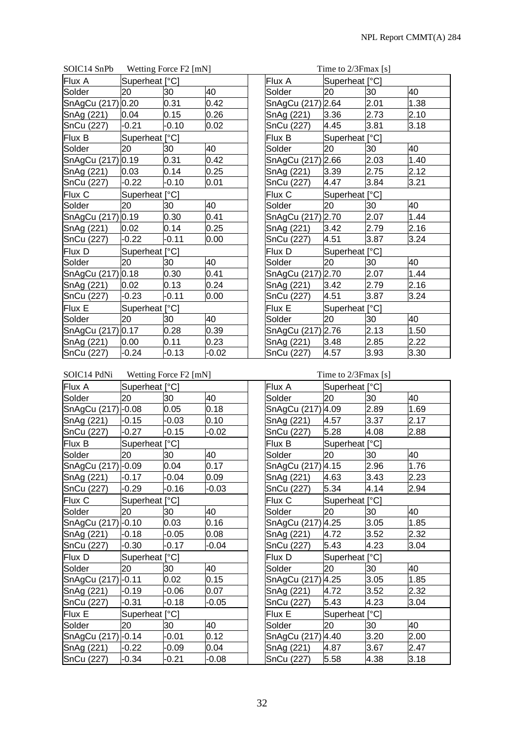SOIC14 SnPb Wetting Force F2 [mN]

| Flux A | Superheat [°C] | | |
|---|---|---|---|
| Solder | 20 | 30 | 40 |
| SnAgCu (217) | 0.20 | 0.31 | 0.42 |
| SnAg (221) | 0.04 | 0.15 | 0.26 |
| SnCu (227) | -0.21 | -0.10 | 0.02 |
| Flux B | Superheat [°C] | | |
| Solder | 20 | 30 | 40 |
| SnAgCu (217) | 0.19 | 0.31 | 0.42 |
| SnAg (221) | 0.03 | 0.14 | 0.25 |
| SnCu (227) | -0.22 | -0.10 | 0.01 |
| Flux C | Superheat [°C] | | |
| Solder | 20 | 30 | 40 |
| SnAgCu (217) | 0.19 | 0.30 | 0.41 |
| SnAg (221) | 0.02 | 0.14 | 0.25 |
| SnCu (227) | -0.22 | -0.11 | 0.00 |
| Flux D | Superheat [°C] | | |
| Solder | 20 | 30 | 40 |
| SnAgCu (217) | 0.18 | 0.30 | 0.41 |
| SnAg (221) | 0.02 | 0.13 | 0.24 |
| SnCu (227) | -0.23 | -0.11 | 0.00 |
| Flux E | Superheat [°C] | | |
| Solder | 20 | 30 | 40 |
| SnAgCu (217) | 0.17 | 0.28 | 0.39 |
| SnAg (221) | 0.00 | 0.11 | 0.23 |
| SnCu (227) | -0.24 | -0.13 | -0.02 |

Time to 2/3Fmax [s]

| Flux A | Superheat [°C] | | |
|---|---|---|---|
| Solder | 20 | 30 | 40 |
| SnAgCu (217) | 2.64 | 2.01 | 1.38 |
| SnAg (221) | 3.36 | 2.73 | 2.10 |
| SnCu (227) | 4.45 | 3.81 | 3.18 |
| Flux B | Superheat [°C] | | |
| Solder | 20 | 30 | 40 |
| SnAgCu (217) | 2.66 | 2.03 | 1.40 |
| SnAg (221) | 3.39 | 2.75 | 2.12 |
| SnCu (227) | 4.47 | 3.84 | 3.21 |
| Flux C | Superheat [°C] | | |
| Solder | 20 | 30 | 40 |
| SnAgCu (217) | 2.70 | 2.07 | 1.44 |
| SnAg (221) | 3.42 | 2.79 | 2.16 |
| SnCu (227) | 4.51 | 3.87 | 3.24 |
| Flux D | Superheat [°C] | | |
| Solder | 20 | 30 | 40 |
| SnAgCu (217) | 2.70 | 2.07 | 1.44 |
| SnAg (221) | 3.42 | 2.79 | 2.16 |
| SnCu (227) | 4.51 | 3.87 | 3.24 |
| Flux E | Superheat [°C] | | |
| Solder | 20 | 30 | 40 |
| SnAgCu (217) | 2.76 | 2.13 | 1.50 |
| SnAg (221) | 3.48 | 2.85 | 2.22 |
| SnCu (227) | 4.57 | 3.93 | 3.30 |

SOIC14 PdNi Wetting Force F2 [mN]

| Flux A | Superheat [°C] | | |
|---|---|---|---|
| Solder | 20 | 30 | 40 |
| SnAgCu (217) | -0.08 | 0.05 | 0.18 |
| SnAg (221) | -0.15 | -0.03 | 0.10 |
| SnCu (227) | -0.27 | -0.15 | -0.02 |
| Flux B | Superheat [°C] | | |
| Solder | 20 | 30 | 40 |
| SnAgCu (217) | -0.09 | 0.04 | 0.17 |
| SnAg (221) | -0.17 | -0.04 | 0.09 |
| SnCu (227) | -0.29 | -0.16 | -0.03 |
| Flux C | Superheat [°C] | | |
| Solder | 20 | 30 | 40 |
| SnAgCu (217) | -0.10 | 0.03 | 0.16 |
| SnAg (221) | -0.18 | -0.05 | 0.08 |
| SnCu (227) | -0.30 | -0.17 | -0.04 |
| Flux D | Superheat [°C] | | |
| Solder | 20 | 30 | 40 |
| SnAgCu (217) | -0.11 | 0.02 | 0.15 |
| SnAg (221) | -0.19 | -0.06 | 0.07 |
| SnCu (227) | -0.31 | -0.18 | -0.05 |
| Flux E | Superheat [°C] | | |
| Solder | 20 | 30 | 40 |
| SnAgCu (217) | -0.14 | -0.01 | 0.12 |
| SnAg (221) | -0.22 | -0.09 | 0.04 |
| SnCu (227) | -0.34 | -0.21 | -0.08 |

Time to 2/3Fmax [s]

| Flux A | Superheat [°C] | | |
|---|---|---|---|
| Solder | 20 | 30 | 40 |
| SnAgCu (217) | 4.09 | 2.89 | 1.69 |
| SnAg (221) | 4.57 | 3.37 | 2.17 |
| SnCu (227) | 5.28 | 4.08 | 2.88 |
| Flux B | Superheat [°C] | | |
| Solder | 20 | 30 | 40 |
| SnAgCu (217) | 4.15 | 2.96 | 1.76 |
| SnAg (221) | 4.63 | 3.43 | 2.23 |
| SnCu (227) | 5.34 | 4.14 | 2.94 |
| Flux C | Superheat [°C] | | |
| Solder | 20 | 30 | 40 |
| SnAgCu (217) | 4.25 | 3.05 | 1.85 |
| SnAg (221) | 4.72 | 3.52 | 2.32 |
| SnCu (227) | 5.43 | 4.23 | 3.04 |
| Flux D | Superheat [°C] | | |
| Solder | 20 | 30 | 40 |
| SnAgCu (217) | 4.25 | 3.05 | 1.85 |
| SnAg (221) | 4.72 | 3.52 | 2.32 |
| SnCu (227) | 5.43 | 4.23 | 3.04 |
| Flux E | Superheat [°C] | | |
| Solder | 20 | 30 | 40 |
| SnAgCu (217) | 4.40 | 3.20 | 2.00 |
| SnAg (221) | 4.87 | 3.67 | 2.47 |
| SnCu (227) | 5.58 | 4.38 | 3.18 |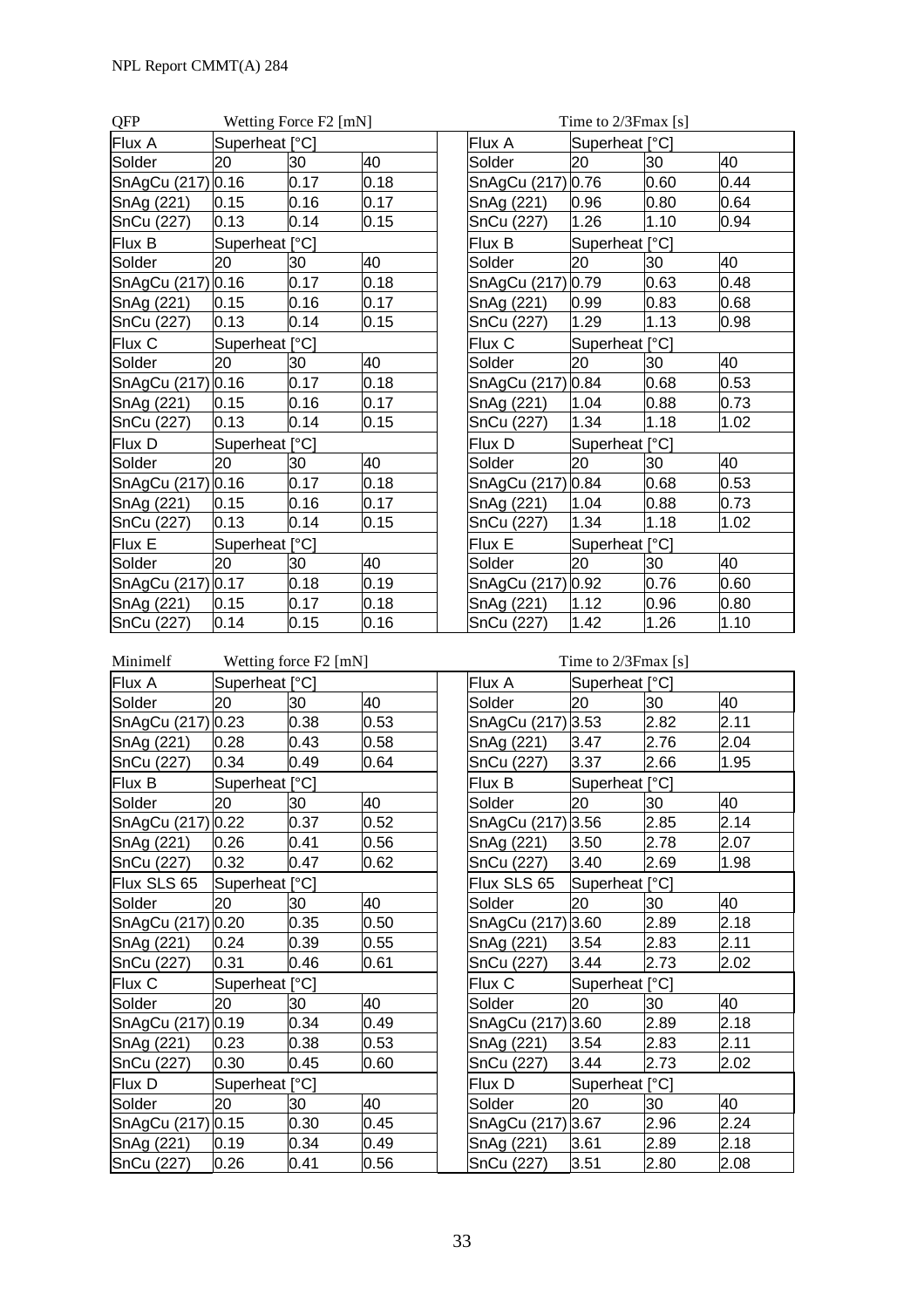QFP Wetting Force F2 [mN]

| Flux A | Superheat [°C] | | |
|---|---|---|---|
| Solder | 20 | 30 | 40 |
| SnAgCu (217) | 0.16 | 0.17 | 0.18 |
| SnAg (221) | 0.15 | 0.16 | 0.17 |
| SnCu (227) | 0.13 | 0.14 | 0.15 |
| Flux B | Superheat [°C] | | |
| Solder | 20 | 30 | 40 |
| SnAgCu (217) | 0.16 | 0.17 | 0.18 |
| SnAg (221) | 0.15 | 0.16 | 0.17 |
| SnCu (227) | 0.13 | 0.14 | 0.15 |
| Flux C | Superheat [°C] | | |
| Solder | 20 | 30 | 40 |
| SnAgCu (217) | 0.16 | 0.17 | 0.18 |
| SnAg (221) | 0.15 | 0.16 | 0.17 |
| SnCu (227) | 0.13 | 0.14 | 0.15 |
| Flux D | Superheat [°C] | | |
| Solder | 20 | 30 | 40 |
| SnAgCu (217) | 0.16 | 0.17 | 0.18 |
| SnAg (221) | 0.15 | 0.16 | 0.17 |
| SnCu (227) | 0.13 | 0.14 | 0.15 |
| Flux E | Superheat [°C] | | |
| Solder | 20 | 30 | 40 |
| SnAgCu (217) | 0.17 | 0.18 | 0.19 |
| SnAg (221) | 0.15 | 0.17 | 0.18 |
| SnCu (227) | 0.14 | 0.15 | 0.16 |

Time to 2/3Fmax [s]

| Flux A | Superheat [°C] | | |
|---|---|---|---|
| Solder | 20 | 30 | 40 |
| SnAgCu (217) | 0.76 | 0.60 | 0.44 |
| SnAg (221) | 0.96 | 0.80 | 0.64 |
| SnCu (227) | 1.26 | 1.10 | 0.94 |
| Flux B | Superheat [°C] | | |
| Solder | 20 | 30 | 40 |
| SnAgCu (217) | 0.79 | 0.63 | 0.48 |
| SnAg (221) | 0.99 | 0.83 | 0.68 |
| SnCu (227) | 1.29 | 1.13 | 0.98 |
| Flux C | Superheat [°C] | | |
| Solder | 20 | 30 | 40 |
| SnAgCu (217) | 0.84 | 0.68 | 0.53 |
| SnAg (221) | 1.04 | 0.88 | 0.73 |
| SnCu (227) | 1.34 | 1.18 | 1.02 |
| Flux D | Superheat [°C] | | |
| Solder | 20 | 30 | 40 |
| SnAgCu (217) | 0.84 | 0.68 | 0.53 |
| SnAg (221) | 1.04 | 0.88 | 0.73 |
| SnCu (227) | 1.34 | 1.18 | 1.02 |
| Flux E | Superheat [°C] | | |
| Solder | 20 | 30 | 40 |
| SnAgCu (217) | 0.92 | 0.76 | 0.60 |
| SnAg (221) | 1.12 | 0.96 | 0.80 |
| SnCu (227) | 1.42 | 1.26 | 1.10 |

Minimelf Wetting force F2 [mN]

| Flux A | Superheat [°C] | | |
|---|---|---|---|
| Solder | 20 | 30 | 40 |
| SnAgCu (217) | 0.23 | 0.38 | 0.53 |
| SnAg (221) | 0.28 | 0.43 | 0.58 |
| SnCu (227) | 0.34 | 0.49 | 0.64 |
| Flux B | Superheat [°C] | | |
| Solder | 20 | 30 | 40 |
| SnAgCu (217) | 0.22 | 0.37 | 0.52 |
| SnAg (221) | 0.26 | 0.41 | 0.56 |
| SnCu (227) | 0.32 | 0.47 | 0.62 |
| Flux SLS 65 | Superheat [°C] | | |
| Solder | 20 | 30 | 40 |
| SnAgCu (217) | 0.20 | 0.35 | 0.50 |
| SnAg (221) | 0.24 | 0.39 | 0.55 |
| SnCu (227) | 0.31 | 0.46 | 0.61 |
| Flux C | Superheat [°C] | | |
| Solder | 20 | 30 | 40 |
| SnAgCu (217) | 0.19 | 0.34 | 0.49 |
| SnAg (221) | 0.23 | 0.38 | 0.53 |
| SnCu (227) | 0.30 | 0.45 | 0.60 |
| Flux D | Superheat [°C] | | |
| Solder | 20 | 30 | 40 |
| SnAgCu (217) | 0.15 | 0.30 | 0.45 |
| SnAg (221) | 0.19 | 0.34 | 0.49 |
| SnCu (227) | 0.26 | 0.41 | 0.56 |

Time to 2/3Fmax [s]

| Flux A | Superheat [°C] | | |
|---|---|---|---|
| Solder | 20 | 30 | 40 |
| SnAgCu (217) | 3.53 | 2.82 | 2.11 |
| SnAg (221) | 3.47 | 2.76 | 2.04 |
| SnCu (227) | 3.37 | 2.66 | 1.95 |
| Flux B | Superheat [°C] | | |
| Solder | 20 | 30 | 40 |
| SnAgCu (217) | 3.56 | 2.85 | 2.14 |
| SnAg (221) | 3.50 | 2.78 | 2.07 |
| SnCu (227) | 3.40 | 2.69 | 1.98 |
| Flux SLS 65 | Superheat [°C] | | |
| Solder | 20 | 30 | 40 |
| SnAgCu (217) | 3.60 | 2.89 | 2.18 |
| SnAg (221) | 3.54 | 2.83 | 2.11 |
| SnCu (227) | 3.44 | 2.73 | 2.02 |
| Flux C | Superheat [°C] | | |
| Solder | 20 | 30 | 40 |
| SnAgCu (217) | 3.60 | 2.89 | 2.18 |
| SnAg (221) | 3.54 | 2.83 | 2.11 |
| SnCu (227) | 3.44 | 2.73 | 2.02 |
| Flux D | Superheat [°C] | | |
| Solder | 20 | 30 | 40 |
| SnAgCu (217) | 3.67 | 2.96 | 2.24 |
| SnAg (221) | 3.61 | 2.89 | 2.18 |
| SnCu (227) | 3.51 | 2.80 | 2.08 |